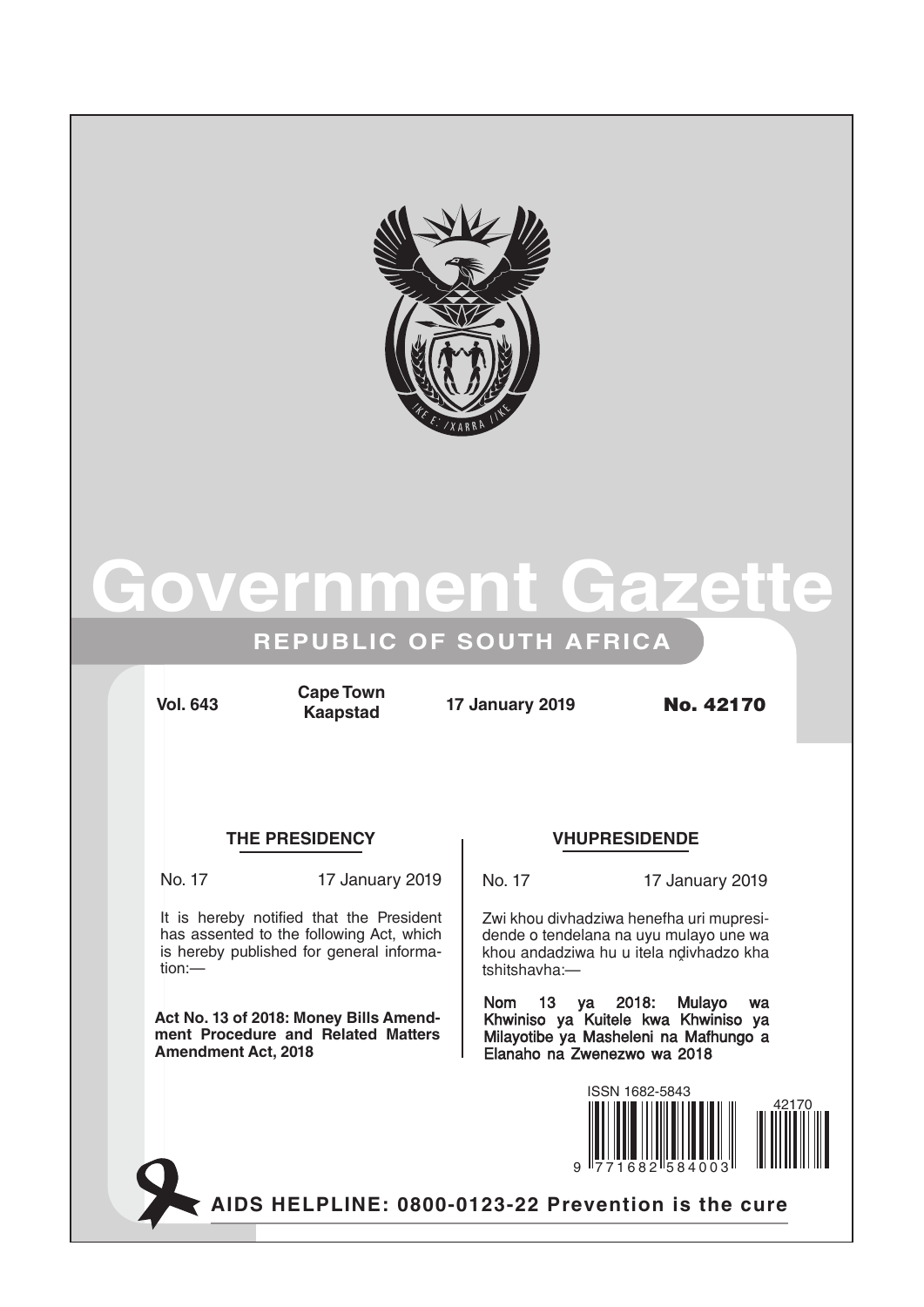# Government Gazette

## REPUBLIC OF SOUTH AFRICA

**Vol. 643** | **Cape Town / Kaapstad** | **17 January 2019** | **No. 42170**

### THE PRESIDENCY

No. 17 — 17 January 2019

It is hereby notified that the President has assented to the following Act, which is hereby published for general information:—

**Act No. 13 of 2018: Money Bills Amendment Procedure and Related Matters Amendment Act, 2018**

### VHUPRESIDENDE

No. 17 — 17 January 2019

Zwi khou divhadziwa henefha uri mupresidende o tendelana na uyu mulayo une wa khou andadziwa hu u itela nḓivhadzo kha tshitshavha:—

**Nom 13 ya 2018: Mulayo wa Khwiniso ya Kuitele kwa Khwiniso ya Milayotibe ya Masheleni na Mafhungo a Elanaho na Zwenezwo wa 2018**

ISSN 1682-5843

**AIDS HELPLINE: 0800-0123-22 Prevention is the cure**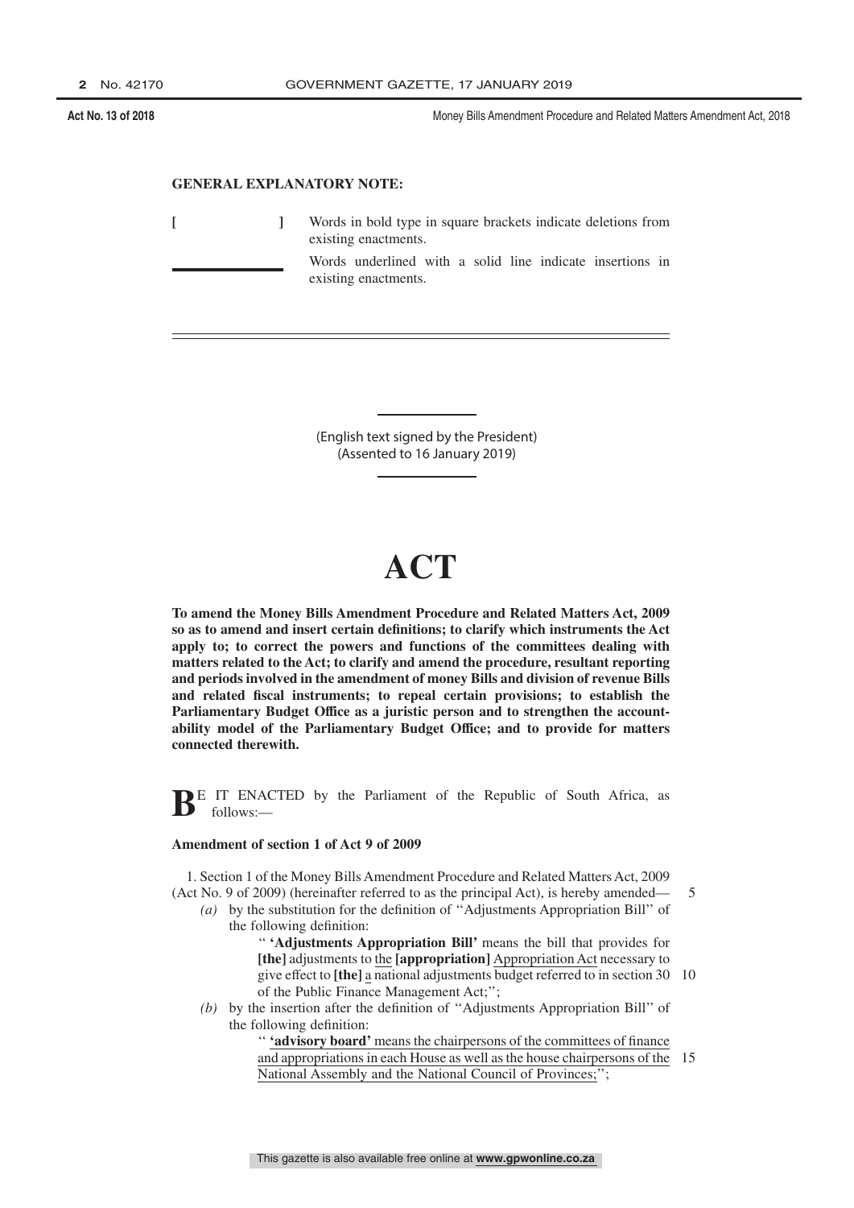**GENERAL EXPLANATORY NOTE:**

[ ] Words in bold type in square brackets indicate deletions from existing enactments.

\_\_\_\_\_\_\_\_ Words underlined with a solid line indicate insertions in existing enactments.

(English text signed by the President)
(Assented to 16 January 2019)

# ACT

**To amend the Money Bills Amendment Procedure and Related Matters Act, 2009 so as to amend and insert certain definitions; to clarify which instruments the Act apply to; to correct the powers and functions of the committees dealing with matters related to the Act; to clarify and amend the procedure, resultant reporting and periods involved in the amendment of money Bills and division of revenue Bills and related fiscal instruments; to repeal certain provisions; to establish the Parliamentary Budget Office as a juristic person and to strengthen the accountability model of the Parliamentary Budget Office; and to provide for matters connected therewith.**

BE IT ENACTED by the Parliament of the Republic of South Africa, as follows:—

**Amendment of section 1 of Act 9 of 2009**

1. Section 1 of the Money Bills Amendment Procedure and Related Matters Act, 2009 (Act No. 9 of 2009) (hereinafter referred to as the principal Act), is hereby amended—

*(a)* by the substitution for the definition of ''Adjustments Appropriation Bill'' of the following definition:

'' **'Adjustments Appropriation Bill'** means the bill that provides for **[the]** adjustments to <u>the</u> **[appropriation]** <u>Appropriation Act</u> necessary to give effect to **[the]** <u>a</u> national adjustments budget referred to in section 30 of the Public Finance Management Act;'';

*(b)* by the insertion after the definition of ''Adjustments Appropriation Bill'' of the following definition:

'' <u>**'advisory board'** means the chairpersons of the committees of finance and appropriations in each House as well as the house chairpersons of the National Assembly and the National Council of Provinces;</u>'';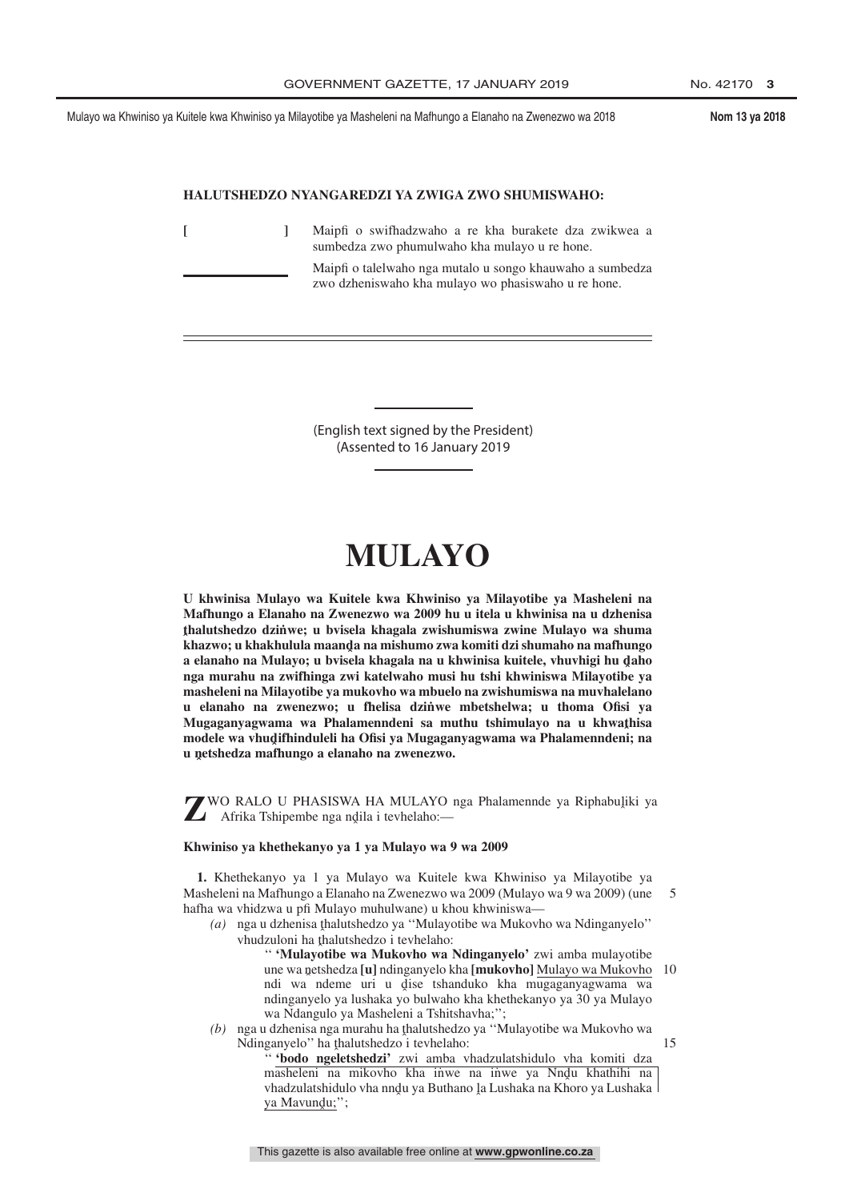**HALUTSHEDZO NYANGAREDZI YA ZWIGA ZWO SHUMISWAHO:**

[ ] Maipfi o swifhadzwaho a re kha burakete dza zwikwea a sumbedza zwo phumulwaho kha mulayo u re hone.

\_\_\_\_\_\_\_\_ Maipfi o talelwaho nga mutalo u songo khauwaho a sumbedza zwo dzheniswaho kha mulayo wo phasiswaho u re hone.

(English text signed by the President)
(Assented to 16 January 2019)

# MULAYO

**U khwinisa Mulayo wa Kuitele kwa Khwiniso ya Milayotibe ya Masheleni na Mafhungo a Elanaho na Zwenezwo wa 2009 hu u itela u khwinisa na u dzhenisa ṱhalutshedzo dziṅwe; u bvisela khagala zwishumiswa zwine Mulayo wa shuma khazwo; u khakhulula maanḓa na mishumo zwa komiti dzi shumaho na mafhungo a elanaho na Mulayo; u bvisela khagala na u khwinisa kuitele, vhuvhigi hu ḓaho nga murahu na zwifhinga zwi katelwaho musi hu tshi khwiniswa Milayotibe ya masheleni na Milayotibe ya mukovho wa mbuelo na zwishumiswa na muvhalelano u elanaho na zwenezwo; u fhelisa dziṅwe mbetshelwa; u thoma Ofisi ya Mugaganyagwama wa Phalamenndeni sa muthu tshimulayo na u khwaṱhisa modele wa vhuḓifhinduleli ha Ofisi ya Mugaganyagwama wa Phalamenndeni; na u ṋetshedza mafhungo a elanaho na zwenezwo.**

**Z**WO RALO U PHASISWA HA MULAYO nga Phalamennde ya Riphabuḽiki ya Afrika Tshipembe nga nḓila i tevhelaho:—

**Khwiniso ya khethekanyo ya 1 ya Mulayo wa 9 wa 2009**

**1.** Khethekanyo ya 1 ya Mulayo wa Kuitele kwa Khwiniso ya Milayotibe ya Masheleni na Mafhungo a Elanaho na Zwenezwo wa 2009 (Mulayo wa 9 wa 2009) (une hafha wa vhidzwa u pfi Mulayo muhulwane) u khou khwiniswa—

*(a)* nga u dzhenisa ṱhalutshedzo ya ''Mulayotibe wa Mukovho wa Ndinganyelo'' vhudzuloni ha ṱhalutshedzo i tevhelaho:

'' **'Mulayotibe wa Mukovho wa Ndinganyelo'** zwi amba mulayotibe une wa ṋetshedza **[u]** ndinganyelo kha **[mukovho]** Mulayo wa Mukovho ndi wa ndeme uri u ḓise tshanduko kha mugaganyagwama wa ndinganyelo ya lushaka yo bulwaho kha khethekanyo ya 30 ya Mulayo wa Ndangulo a Masheleni a Tshitshavha;'';

*(b)* nga u dzhenisa nga murahu ha ṱhalutshedzo ya ''Mulayotibe wa Mukovho wa Ndinganyelo'' ha ṱhalutshedzo i tevhelaho:

'' **'bodo ngeletshedzi'** zwi amba vhadzulatshidulo vha komiti dza masheleni na mikovho kha iṅwe na iṅwe ya Nnḓu khathihi na vhadzulatshidulo vha nnḓu ya Buthano ḽa Lushaka na Khoro ya Lushaka ya Mavunḓu;'';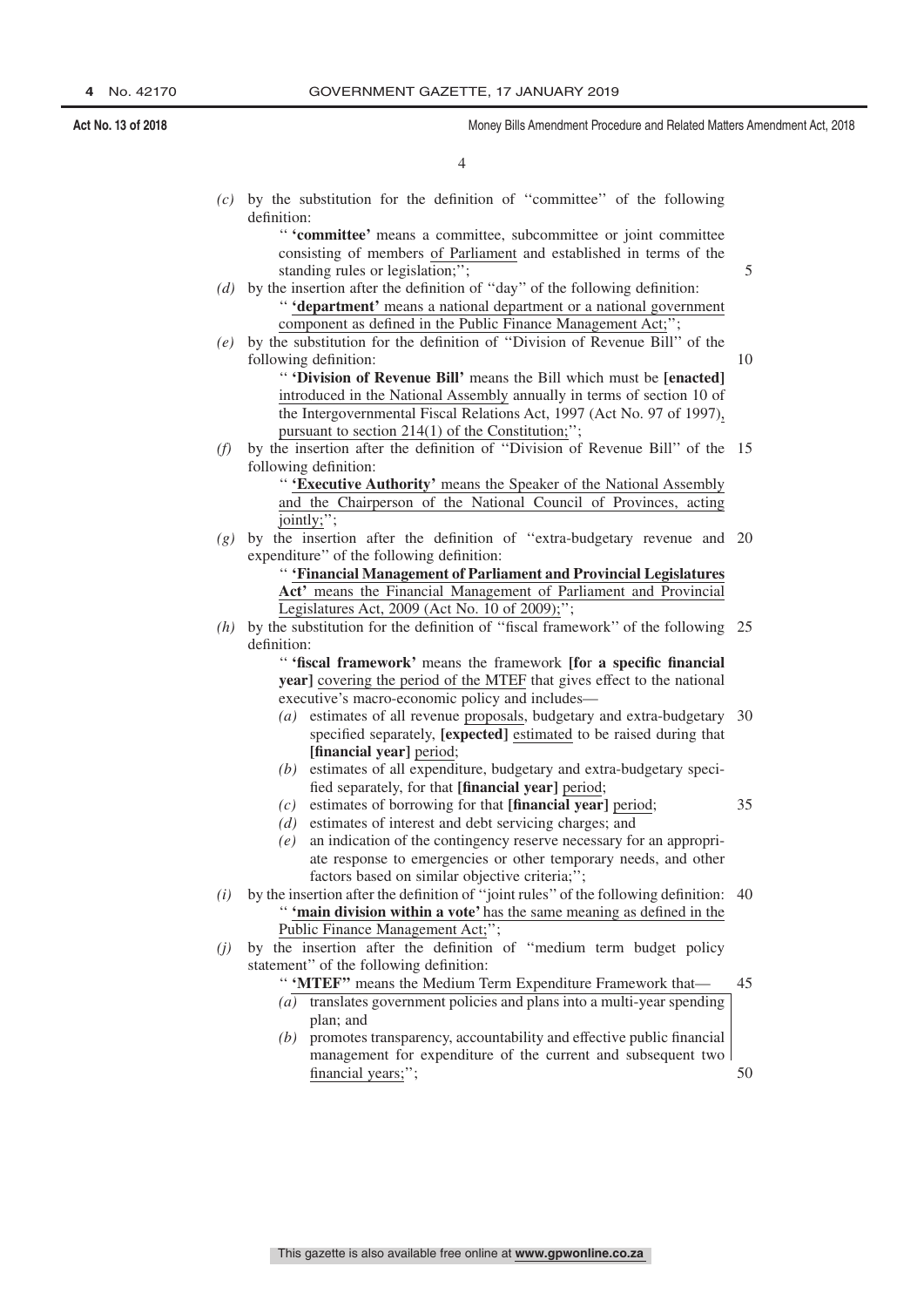*(c)* by the substitution for the definition of ''committee'' of the following definition:

'' **'committee'** means a committee, subcommittee or joint committee consisting of members of Parliament and established in terms of the standing rules or legislation;'';

*(d)* by the insertion after the definition of ''day'' of the following definition:

'' **'department'** means a national department or a national government component as defined in the Public Finance Management Act;'';

*(e)* by the substitution for the definition of ''Division of Revenue Bill'' of the following definition:

'' **'Division of Revenue Bill'** means the Bill which must be **[enacted]** introduced in the National Assembly annually in terms of section 10 of the Intergovernmental Fiscal Relations Act, 1997 (Act No. 97 of 1997), pursuant to section 214(1) of the Constitution;'';

*(f)* by the insertion after the definition of ''Division of Revenue Bill'' of the following definition:

'' **'Executive Authority'** means the Speaker of the National Assembly and the Chairperson of the National Council of Provinces, acting jointly;'';

*(g)* by the insertion after the definition of ''extra-budgetary revenue and expenditure'' of the following definition:

'' **'Financial Management of Parliament and Provincial Legislatures Act'** means the Financial Management of Parliament and Provincial Legislatures Act, 2009 (Act No. 10 of 2009);'';

*(h)* by the substitution for the definition of ''fiscal framework'' of the following definition:

'' **'fiscal framework'** means the framework **[for a specific financial year]** covering the period of the MTEF that gives effect to the national executive's macro-economic policy and includes—

*(a)* estimates of all revenue proposals, budgetary and extra-budgetary specified separately, **[expected]** estimated to be raised during that **[financial year]** period;

*(b)* estimates of all expenditure, budgetary and extra-budgetary specified separately, for that **[financial year]** period;

*(c)* estimates of borrowing for that **[financial year]** period;

*(d)* estimates of interest and debt servicing charges; and

*(e)* an indication of the contingency reserve necessary for an appropriate response to emergencies or other temporary needs, and other factors based on similar objective criteria;'';

*(i)* by the insertion after the definition of ''joint rules'' of the following definition:

'' **'main division within a vote'** has the same meaning as defined in the Public Finance Management Act;'';

*(j)* by the insertion after the definition of ''medium term budget policy statement'' of the following definition:

'' **'MTEF''** means the Medium Term Expenditure Framework that—

*(a)* translates government policies and plans into a multi-year spending plan; and

*(b)* promotes transparency, accountability and effective public financial management for expenditure of the current and subsequent two financial years;'';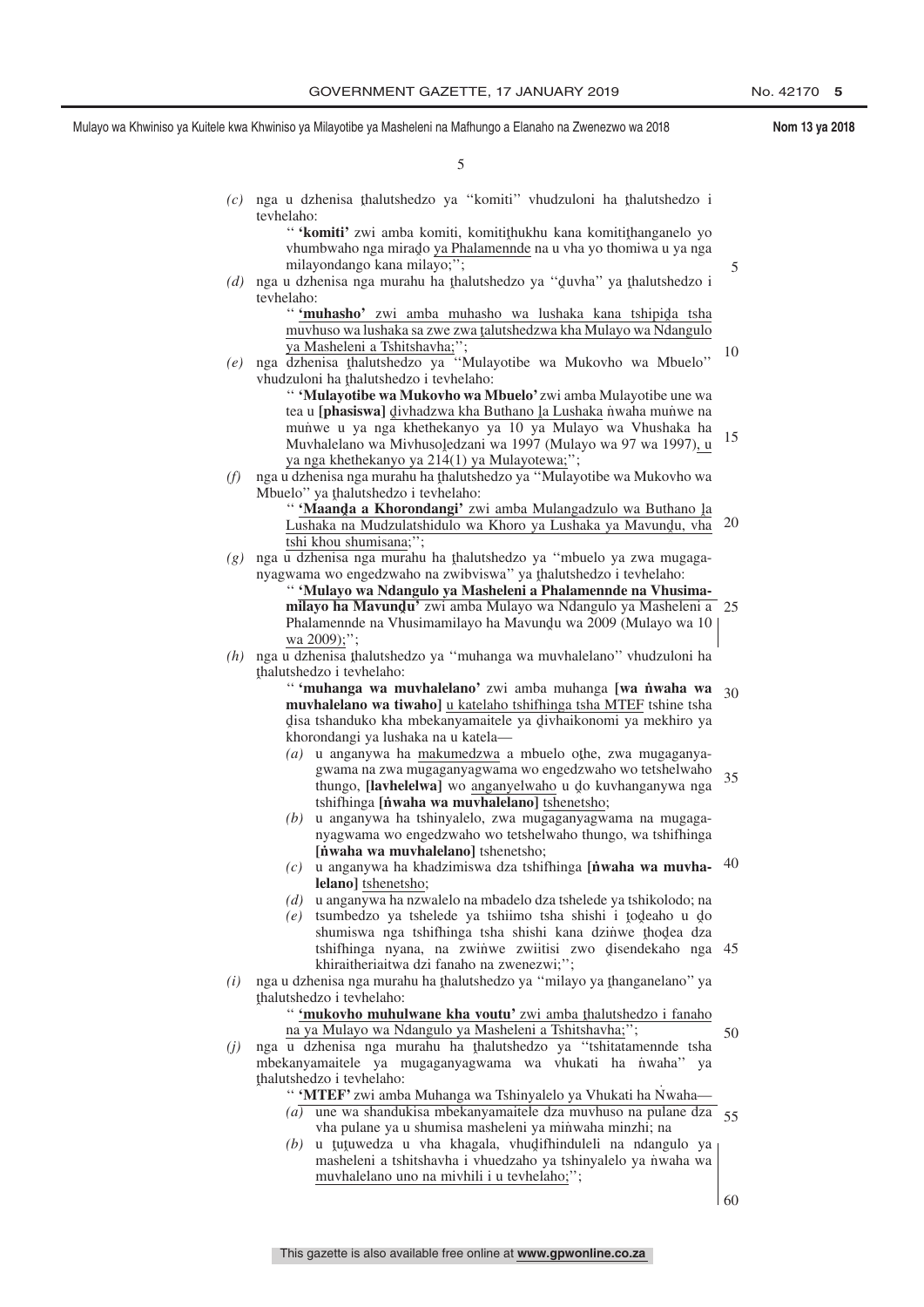(*c*) nga u dzhenisa ṱhalutshedzo ya ''komiti'' vhudzuloni ha ṱhalutshedzo i tevhelaho:

'' **'komiti'** zwi amba komiti, komitiṱhukhu kana komitiṱhanganelo yo vhumbwaho nga miraḓo ya Phalamennde na u vha yo thomiwa u ya nga milayondango kana milayo;'';

(*d*) nga u dzhenisa nga murahu ha ṱhalutshedzo ya ''ḓuvha'' ya ṱhalutshedzo i tevhelaho:

'' **'muhasho'** zwi amba muhasho wa lushaka kana tshipiḓa tsha muvhuso wa lushaka sa zwe zwa ṱalutshedzwa kha Mulayo wa Ndangulo ya Masheleni a Tshitshavha;'';

(*e*) nga dzhenisa ṱhalutshedzo ya ''Mulayotibe wa Mukovho wa Mbuelo'' vhudzuloni ha ṱhalutshedzo i tevhelaho:

'' **'Mulayotibe wa Mukovho wa Mbuelo'** zwi amba Mulayotibe une wa tea u **[phasiswa]** ḓivhadzwa kha Buthano ḽa Lushaka ṅwaha muṅwe na muṅwe u ya nga khethekanyo ya 10 ya Mulayo wa Vhushaka ha Muvhalelano wa Mivhusoḽedzani wa 1997 (Mulayo wa 97 wa 1997), u ya nga khethekanyo ya 214(1) ya Mulayotewa;'';

(*f*) nga u dzhenisa nga murahu ha ṱhalutshedzo ya ''Mulayotibe wa Mukovho wa Mbuelo'' ya ṱhalutshedzo i tevhelaho:

'' **'Maanḓa a Khorondangi'** zwi amba Mulangadzulo wa Buthano ḽa Lushaka na Mudzulatshidulo wa Khoro ya Lushaka ya Mavunḓu, vha tshi khou shumisana;'';

(*g*) nga u dzhenisa nga murahu ha ṱhalutshedzo ya ''mbuelo ya zwa mugaganyagwama wo engedzwaho na zwibviswa'' ya ṱhalutshedzo i tevhelaho:

'' **'Mulayo wa Ndangulo ya Masheleni a Phalamennde na Vhusimamilayo ha Mavunḓu'** zwi amba Mulayo wa Ndangulo ya Masheleni a Phalamennde na Vhusimamilayo ha Mavunḓu wa 2009 (Mulayo wa 10 wa 2009);'';

(*h*) nga u dzhenisa ṱhalutshedzo ya ''muhanga wa muvhalelano'' vhudzuloni ha ṱhalutshedzo i tevhelaho:

'' **'muhanga wa muvhalelano'** zwi amba muhanga **[wa ṅwaha wa muvhalelano wa tiwaho]** u katelaho tshifhinga tsha MTEF tshine tsha ḓisa tshanduko kha mbekanyamaitele ya ḓivhaikonomi ya mekhiro ya khorondangi ya lushaka na u katela—

(*a*) u anganywa ha makumedzwa a mbuelo oṱhe, zwa mugaganyagwama na zwa mugaganyagwama wo engedzwaho wo tetshelwaho thungo, **[lavhelelwa]** wo anganyelwaho u ḓo kuvhanganywa nga tshifhinga **[ṅwaha wa muvhalelano]** tshenetsho;

(*b*) u anganywa ha tshinyalelo, zwa mugaganyagwama na mugaganyagwama wo engedzwaho wo tetshelwaho thungo, wa tshifhinga **[ṅwaha wa muvhalelano]** tshenetsho;

(*c*) u anganywa ha khadzimiswa dza tshifhinga **[ṅwaha wa muvhalelano]** tshenetsho;

(*d*) u anganywa ha nzwalelo na mbadelo dza tshelede ya tshikolodo; na

(*e*) tsumbedzo ya tshelede ya tshiimo tsha shishi i ṱoḓeaho u ḓo shumiswa nga tshifhinga tsha shishi kana dziṅwe ṭhoḓea dza tshifhinga nyana, na zwiṅwe zwiitisi zwo ḓisendekaho nga khiraitheriaitwa dzi fanaho na zwenezwi;'';

(*i*) nga u dzhenisa nga murahu ha ṱhalutshedzo ya ''milayo ya ṱhanganelano'' ya ṱhalutshedzo i tevhelaho:

'' **'mukovho muhulwane kha voutu'** zwi amba ṱhalutshedzo i fanaho na ya Mulayo wa Ndangulo ya Masheleni a Tshitshavha;'';

(*j*) nga u dzhenisa nga murahu ha ṱhalutshedzo ya ''tshitatamennde tsha mbekanyamaitele ya mugaganyagwama wa vhukati ha ṅwaha'' ya ṱhalutshedzo i tevhelaho:

'' **'MTEF'** zwi amba Muhanga wa Tshinyalelo ya Vhukati ha Ṅwaha—

(*a*) une wa shandukisa mbekanyamaitele dza muvhuso na pulane dza vha pulane ya u shumisa masheleni ya miṅwaha minzhi; na

(*b*) u ṱuṱuwedza u vha khagala, vhuḓifhinduleli na ndangulo ya masheleni a tshitshavha i vhuedzaho ya tshinyalelo ya ṅwaha wa muvhalelano uno na mivhili i u tevhelaho;'';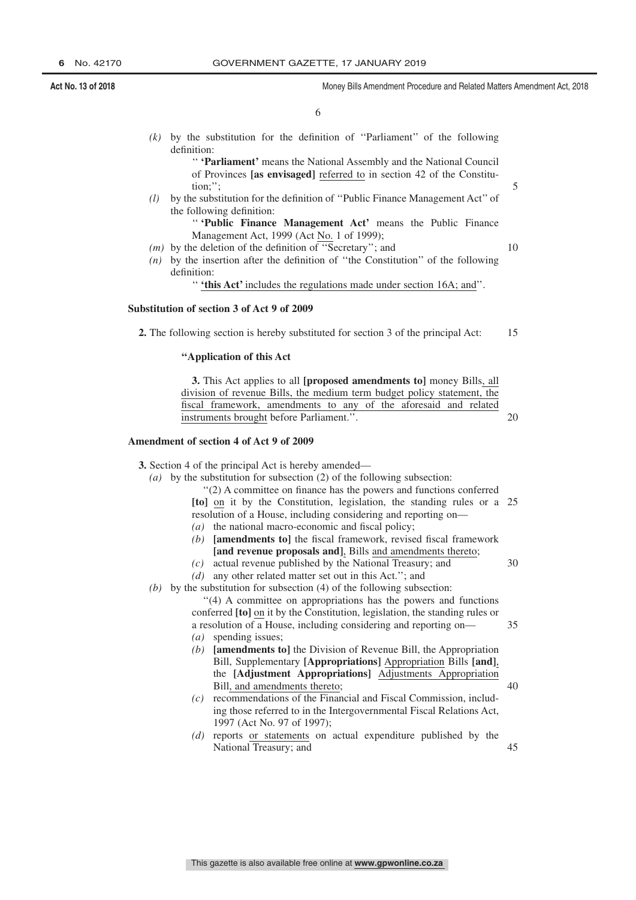*(k)* by the substitution for the definition of ''Parliament'' of the following definition:

'' **'Parliament'** means the National Assembly and the National Council of Provinces **[as envisaged]** referred to in section 42 of the Constitution;'';

*(l)* by the substitution for the definition of ''Public Finance Management Act'' of the following definition:

'' **'Public Finance Management Act'** means the Public Finance Management Act, 1999 (Act No. 1 of 1999);

*(m)* by the deletion of the definition of ''Secretary''; and

*(n)* by the insertion after the definition of ''the Constitution'' of the following definition:

'' **'this Act'** includes the regulations made under section 16A; and''.

**Substitution of section 3 of Act 9 of 2009**

**2.** The following section is hereby substituted for section 3 of the principal Act:

**''Application of this Act**

**3.** This Act applies to all **[proposed amendments to]** money Bills, all division of revenue Bills, the medium term budget policy statement, the fiscal framework, amendments to any of the aforesaid and related instruments brought before Parliament.''.

**Amendment of section 4 of Act 9 of 2009**

**3.** Section 4 of the principal Act is hereby amended—

*(a)* by the substitution for subsection (2) of the following subsection:

''(2) A committee on finance has the powers and functions conferred **[to]** on it by the Constitution, legislation, the standing rules or a resolution of a House, including considering and reporting on—

*(a)* the national macro-economic and fiscal policy;

*(b)* **[amendments to]** the fiscal framework, revised fiscal framework **[and revenue proposals and]**, Bills and amendments thereto;

*(c)* actual revenue published by the National Treasury; and

*(d)* any other related matter set out in this Act.''; and

*(b)* by the substitution for subsection (4) of the following subsection:

''(4) A committee on appropriations has the powers and functions conferred **[to]** on it by the Constitution, legislation, the standing rules or a resolution of a House, including considering and reporting on—

*(a)* spending issues;

*(b)* **[amendments to]** the Division of Revenue Bill, the Appropriation Bill, Supplementary **[Appropriations]** Appropriation Bills **[and]**, the **[Adjustment Appropriations]** Adjustments Appropriation Bill, and amendments thereto;

*(c)* recommendations of the Financial and Fiscal Commission, including those referred to in the Intergovernmental Fiscal Relations Act, 1997 (Act No. 97 of 1997);

*(d)* reports or statements on actual expenditure published by the National Treasury; and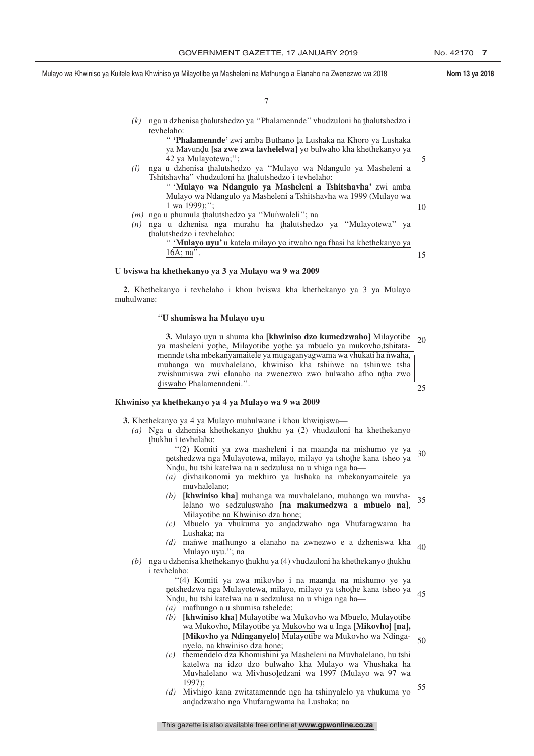*(k)* nga u dzhenisa ṱhalutshedzo ya ''Phalamennde'' vhudzuloni ha ṱhalutshedzo i tevhelaho:

'' **'Phalamennde'** zwi amba Buthano ḽa Lushaka na Khoro ya Lushaka ya Mavunḓu **[sa zwe zwa lavhelelwa]** yo bulwaho kha khethekanyo ya 42 ya Mulayotewa;'';

*(l)* nga u dzhenisa ṱhalutshedzo ya ''Mulayo wa Ndangulo ya Masheleni a Tshitshavha'' vhudzuloni ha ṱhalutshedzo i tevhelaho:

'' **'Mulayo wa Ndangulo ya Masheleni a Tshitshavha'** zwi amba Mulayo wa Ndangulo ya Masheleni a Tshitshavha wa 1999 (Mulayo wa 1 wa 1999);'';

*(m)* nga u phumula ṱhalutshedzo ya ''Muṅwaleli''; na

*(n)* nga u dzhenisa nga murahu ha ṱhalutshedzo ya ''Mulayotewa'' ya ṱhalutshedzo i tevhelaho:

'' **'Mulayo uyu'** u katela milayo yo itwaho nga fhasi ha khethekanyo ya 16A; na''.

**U bviswa ha khethekanyo ya 3 ya Mulayo wa 9 wa 2009**

**2.** Khethekanyo i tevhelaho i khou bviswa kha khethekanyo ya 3 ya Mulayo muhulwane:

''**U shumiswa ha Mulayo uyu**

**3.** Mulayo uyu u shuma kha **[khwiniso dzo kumedzwaho]** Milayotibe ya masheleni yoṱhe, Milayotibe yoṱhe ya mbuelo ya mukovho,tshitatamennde tsha mbekanyamaitele ya mugaganyagwama wa vhukati ha ṅwaha, muhanga wa muvhalelano, khwiniso kha tshiṅwe na tshiṅwe tsha zwishumiswa zwi elanaho na zwenezwo zwo bulwaho afho nṱha zwo ḓiswaho Phalamenndeni.''.

**Khwiniso ya khethekanyo ya 4 ya Mulayo wa 9 wa 2009**

**3.** Khethekanyo ya 4 ya Mulayo muhulwane i khou khwiniswa—

*(a)* Nga u dzhenisa khethekanyo ṱhukhu ya (2) vhudzuloni ha khethekanyo ṱhukhu i tevhelaho:

''(2) Komiti ya zwa masheleni i na maanḓa na mishumo ye ya ṋetshedzwa nga Mulayotewa, milayo, milayo ya tshoṱhe kana tsheo ya Nnḓu, hu tshi katelwa na u sedzulusa na u vhiga nga ha—

*(a)* ḓivhaikonomi ya mekhiro ya lushaka na mbekanyamaitele ya muvhalelano;

*(b)* **[khwiniso kha]** muhanga wa muvhalelano, muhanga wa muvhalelano wo sedzuluswaho **[na makumedzwa a mbuelo na]**, Milayotibe na Khwiniso dza hone;

*(c)* Mbuelo ya vhukuma yo anḓadzwaho nga Vhufaragwama ha Lushaka; na

*(d)* maṅwe mafhungo a elanaho na zwnezwo e a dzheniswa kha Mulayo uyu.''; na

*(b)* nga u dzhenisa khethekanyo ṱhukhu ya (4) vhudzuloni ha khethekanyo ṱhukhu i tevhelaho:

''(4) Komiti ya zwa mikovho i na maanḓa na mishumo ye ya ṋetshedzwa nga Mulayotewa, milayo, milayo ya tshoṱhe kana tsheo ya Nnḓu, hu tshi katelwa na u sedzulusa na u vhiga nga ha—

*(a)* mafhungo a u shumisa tshelede;

*(b)* **[khwiniso kha]** Mulayotibe wa Mukovho wa Mbuelo, Mulayotibe wa Mukovho, Milayotibe ya Mukovho wa u Inga **[Mikovho] [na], [Mikovho ya Ndinganyelo]** Mulayotibe wa Mukovho wa Ndinganyelo, na khwiniso dza hone;

*(c)* themendelo dza Khomishini ya Masheleni na Muvhalelano, hu tshi katelwa na idzo dzo bulwaho kha Mulayo wa Vhushaka ha Muvhalelano wa Mivhusoḽedzani wa 1997 (Mulayo wa 97 wa 1997);

*(d)* Mivhigo kana zwitatamennde nga ha tshinyalelo ya vhukuma yo anḓadzwaho nga Vhufaragwama ha Lushaka; na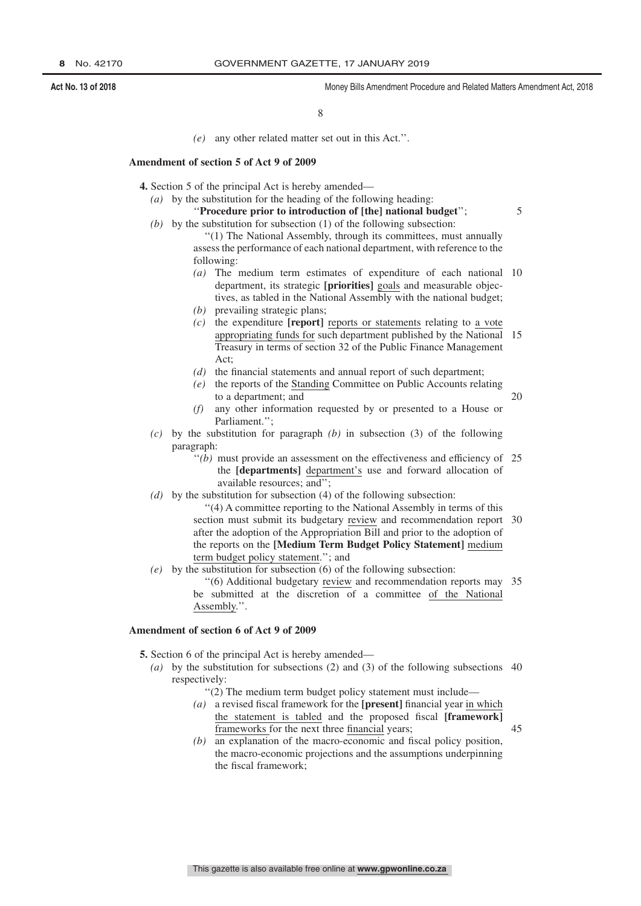*(e)* any other related matter set out in this Act.''.

**Amendment of section 5 of Act 9 of 2009**

**4.** Section 5 of the principal Act is hereby amended—

*(a)* by the substitution for the heading of the following heading:

''**Procedure prior to introduction of [the] national budget**'';

*(b)* by the substitution for subsection (1) of the following subsection:

''(1) The National Assembly, through its committees, must annually assess the performance of each national department, with reference to the following:

*(a)* The medium term estimates of expenditure of each national department, its strategic **[priorities]** goals and measurable objectives, as tabled in the National Assembly with the national budget;

*(b)* prevailing strategic plans;

*(c)* the expenditure **[report]** reports or statements relating to a vote appropriating funds for such department published by the National Treasury in terms of section 32 of the Public Finance Management Act;

*(d)* the financial statements and annual report of such department;

*(e)* the reports of the Standing Committee on Public Accounts relating to a department; and

*(f)* any other information requested by or presented to a House or Parliament.'';

*(c)* by the substitution for paragraph *(b)* in subsection (3) of the following paragraph:

''*(b)* must provide an assessment on the effectiveness and efficiency of the **[departments]** department's use and forward allocation of available resources; and'';

*(d)* by the substitution for subsection (4) of the following subsection:

''(4) A committee reporting to the National Assembly in terms of this section must submit its budgetary review and recommendation report after the adoption of the Appropriation Bill and prior to the adoption of the reports on the **[Medium Term Budget Policy Statement]** medium term budget policy statement.''; and

*(e)* by the substitution for subsection (6) of the following subsection:

''(6) Additional budgetary review and recommendation reports may be submitted at the discretion of a committee of the National Assembly.''.

**Amendment of section 6 of Act 9 of 2009**

**5.** Section 6 of the principal Act is hereby amended—

*(a)* by the substitution for subsections (2) and (3) of the following subsections respectively:

''(2) The medium term budget policy statement must include—

*(a)* a revised fiscal framework for the **[present]** financial year in which the statement is tabled and the proposed fiscal **[framework]** frameworks for the next three financial years;

*(b)* an explanation of the macro-economic and fiscal policy position, the macro-economic projections and the assumptions underpinning the fiscal framework;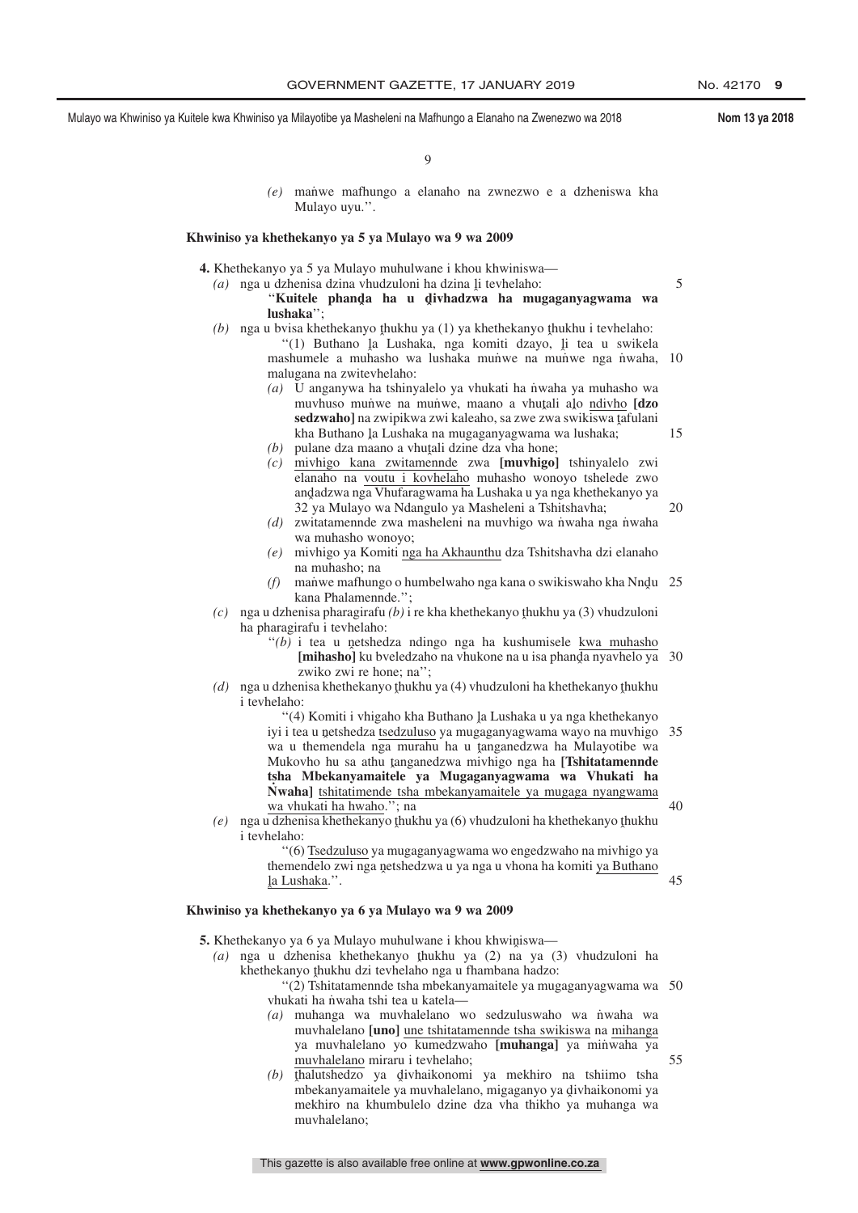(e) maṅwe mafhungo a elanaho na zwnezwo e a dzheniswa kha Mulayo uyu.''.

**Khwiniso ya khethekanyo ya 5 ya Mulayo wa 9 wa 2009**

**4.** Khethekanyo ya 5 ya Mulayo muhulwane i khou khwiniswa—

(a) nga u dzhenisa dzina vhudzuloni ha dzina ḽi tevhelaho:

''**Kuitele phanḓa ha u ḓivhadzwa ha mugaganyagwama wa lushaka**'';

(b) nga u bvisa khethekanyo ṱhukhu ya (1) ya khethekanyo ṱhukhu i tevhelaho:

''(1) Buthano ḽa Lushaka, nga komiti dzayo, ḽi tea u swikela mashumele a muhasho wa lushaka muṅwe na muṅwe nga ṅwaha, malugana na zwitevhelaho:

(a) U anganywa ha tshinyalelo ya vhukati ha ṅwaha ya muhasho wa muvhuso muṅwe na muṅwe, maano a vhuṱali aḽo ndivho **[dzo sedzwaho]** na zwipikwa zwi kaleaho, sa zwe zwa swikiswa ṱafulani kha Buthano ḽa Lushaka na mugaganyagwama wa lushaka;

(b) pulane dza maano a vhuṱali dzine dza vha hone;

(c) mivhigo kana zwitamennde zwa **[muvhigo]** tshinyalelo zwi elanaho na voutu i kovhelaho muhasho wonoyo tshelede zwo anḓadzwa nga Vhufaragwama ha Lushaka u ya nga khethekanyo ya 32 ya Mulayo wa Ndangulo ya Masheleni a Tshitshavha;

(d) zwitatamennde zwa masheleni na muvhigo wa ṅwaha nga ṅwaha wa muhasho wonoyo;

(e) mivhigo ya Komiti nga ha Akhaunthu dza Tshitshavha dzi elanaho na muhasho; na

(f) maṅwe mafhungo o humbelwaho nga kana o swikiswaho kha Nnḓu kana Phalamennde.'';

(c) nga u dzhenisa pharagirafu *(b)* i re kha khethekanyo ṱhukhu ya (3) vhudzuloni ha pharagirafu i tevhelaho:

''*(b)* i tea u ṋetshedza ndingo nga ha kushumisele kwa muhasho **[mihasho]** ku bveledzaho na vhukone na u isa phanḓa nyavhelo ya zwiko zwi re hone; na'';

(d) nga u dzhenisa khethekanyo ṱhukhu ya (4) vhudzuloni ha khethekanyo ṱhukhu i tevhelaho:

''(4) Komiti i vhigaho kha Buthano ḽa Lushaka u ya nga khethekanyo iyi i tea u ṋetshedza tsedzuluso ya mugaganyagwama wayo na muvhigo wa u themendela nga murahu ha u ṱanganedzwa ha Mulayotibe wa Mukovho hu sa athu ṱanganedzwa mivhigo nga ha **[Tshitatamennde tsha Mbekanyamaitele ya Mugaganyagwama wa Vhukati ha Ṅwaha]** tshitatimende tsha mbekanyamaitele ya mugaga nyangwama wa vhukati ha hwaho.''; na

(e) nga u dzhenisa khethekanyo ṱhukhu ya (6) vhudzuloni ha khethekanyo ṱhukhu i tevhelaho:

''(6) Tsedzuluso ya mugaganyagwama wo engedzwaho na mivhigo ya themendelo zwi nga ṋetshedzwa u ya nga u vhona ha komiti ya Buthano ḽa Lushaka.''.

**Khwiniso ya khethekanyo ya 6 ya Mulayo wa 9 wa 2009**

**5.** Khethekanyo ya 6 ya Mulayo muhulwane i khou khwiniswa—

(a) nga u dzhenisa khethekanyo ṱhukhu ya (2) na ya (3) vhudzuloni ha khethekanyo ṱhukhu dzi tevhelaho nga u fhambana hadzo:

''(2) Tshitatamennde tsha mbekanyamaitele ya mugaganyagwama wa vhukati ha ṅwaha tshi tea u katela—

(a) muhanga wa muvhalelano wo sedzuluswaho wa ṅwaha wa muvhalelano **[uno]** une tshitatamennde tsha swikiswa na mihanga ya muvhalelano yo kumedzwaho **[muhanga]** ya miṅwaha ya muvhalelano miraru i tevhelaho;

(b) ṱhalutshedzo ya ḓivhaikonomi ya mekhiro na tshiimo tsha mbekanyamaitele ya muvhalelano, migaganyo ya ḓivhaikonomi ya mekhiro na khumbulelo dzine dza vha thikho ya muhanga wa muvhalelano;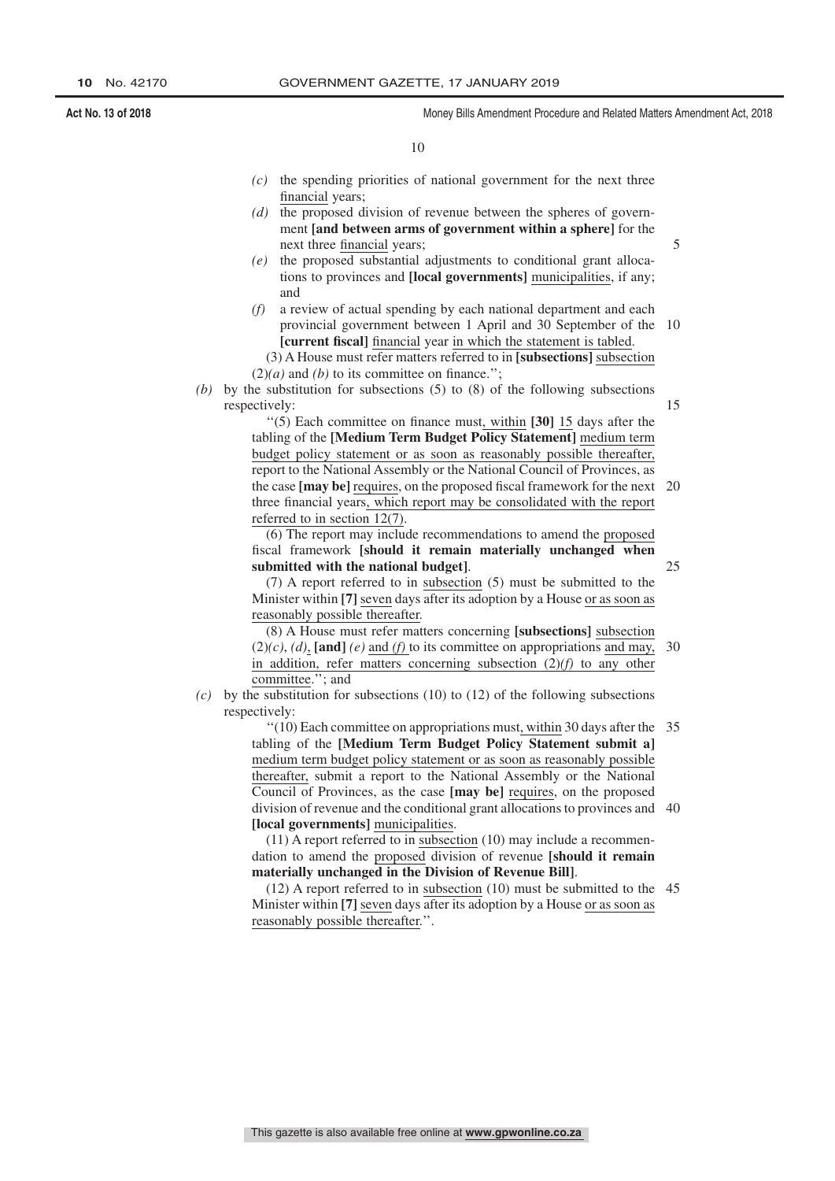*(c)* the spending priorities of national government for the next three financial years;

*(d)* the proposed division of revenue between the spheres of government **[and between arms of government within a sphere]** for the next three financial years;

*(e)* the proposed substantial adjustments to conditional grant allocations to provinces and **[local governments]** municipalities, if any; and

*(f)* a review of actual spending by each national department and each provincial government between 1 April and 30 September of the **[current fiscal]** financial year in which the statement is tabled.

(3) A House must refer matters referred to in **[subsections]** subsection (2)*(a)* and *(b)* to its committee on finance.'';

*(b)* by the substitution for subsections (5) to (8) of the following subsections respectively:

''(5) Each committee on finance must, within **[30]** 15 days after the tabling of the **[Medium Term Budget Policy Statement]** medium term budget policy statement or as soon as reasonably possible thereafter, report to the National Assembly or the National Council of Provinces, as the case **[may be]** requires, on the proposed fiscal framework for the next three financial years, which report may be consolidated with the report referred to in section 12(7).

(6) The report may include recommendations to amend the proposed fiscal framework **[should it remain materially unchanged when submitted with the national budget]**.

(7) A report referred to in subsection (5) must be submitted to the Minister within **[7]** seven days after its adoption by a House or as soon as reasonably possible thereafter.

(8) A House must refer matters concerning **[subsections]** subsection (2)*(c)*, *(d)*, **[and]** *(e)* and *(f)* to its committee on appropriations and may, in addition, refer matters concerning subsection (2)*(f)* to any other committee.''; and

*(c)* by the substitution for subsections (10) to (12) of the following subsections respectively:

''(10) Each committee on appropriations must, within 30 days after the tabling of the **[Medium Term Budget Policy Statement submit a]** medium term budget policy statement or as soon as reasonably possible thereafter, submit a report to the National Assembly or the National Council of Provinces, as the case **[may be]** requires, on the proposed division of revenue and the conditional grant allocations to provinces and **[local governments]** municipalities.

(11) A report referred to in subsection (10) may include a recommendation to amend the proposed division of revenue **[should it remain materially unchanged in the Division of Revenue Bill]**.

(12) A report referred to in subsection (10) must be submitted to the Minister within **[7]** seven days after its adoption by a House or as soon as reasonably possible thereafter.''.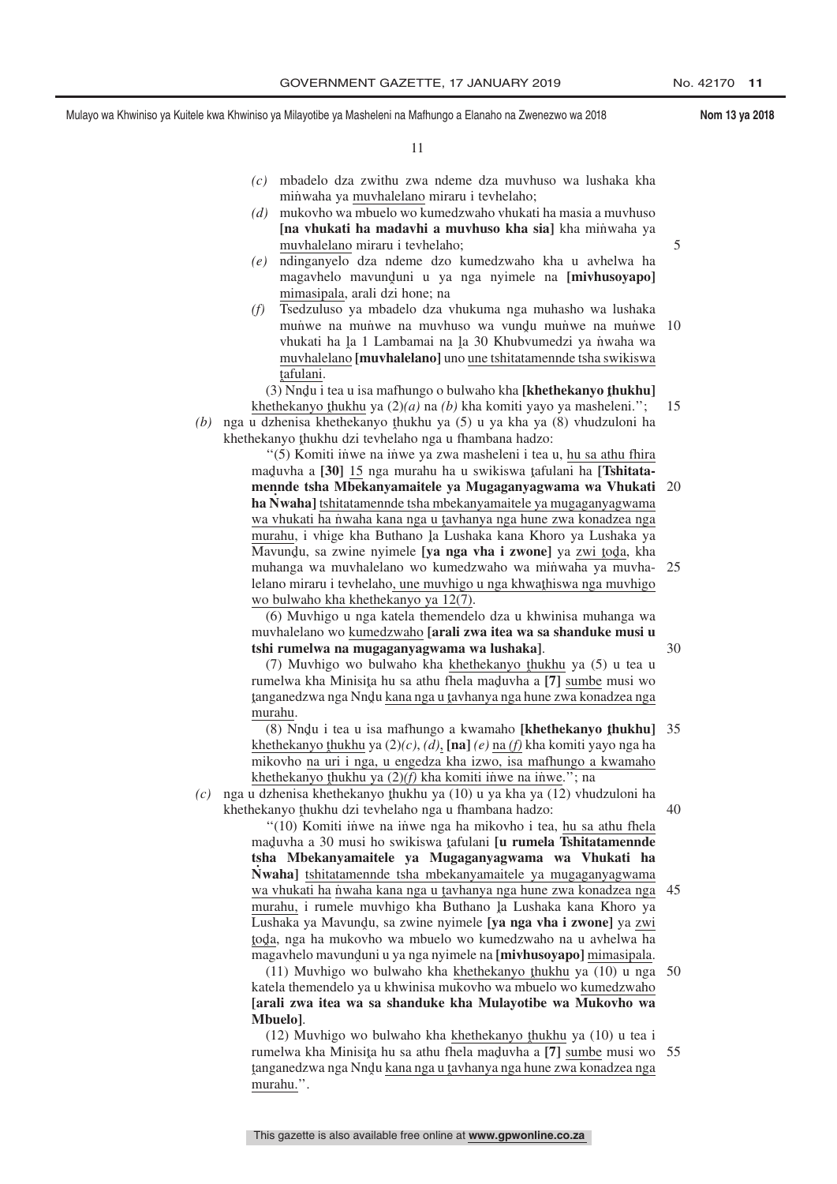*(c)* mbadelo dza zwithu zwa ndeme dza muvhuso wa lushaka kha miṅwaha ya muvhalelano miraru i tevhelaho;

*(d)* mukovho wa mbuelo wo kumedzwaho vhukati ha masia a muvhuso **[na vhukati ha madavhi a muvhuso kha sia]** kha miṅwaha ya muvhalelano miraru i tevhelaho;

*(e)* ndinganyelo dza ndeme dzo kumedzwaho kha u avhelwa ha magavhelo mavunḓuni u ya nga nyimele na **[mivhusoyapo]** mimasipala, arali dzi hone; na

*(f)* Tsedzuluso ya mbadelo dza vhukuma nga muhasho wa lushaka muṅwe na muṅwe na muvhuso wa vunḓu muṅwe na muṅwe vhukati ha ḽa 1 Lambamai na ḽa 30 Khubvumedzi ya ṅwaha wa muvhalelano **[muvhalelano]** uno une tshitatamennde tsha swikiswa ṱafulani.

(3) Nnḓu i tea u isa mafhungo o bulwaho kha **[khethekanyo ṱhukhu]** khethekanyo ṱhukhu ya (2)*(a)* na *(b)* kha komiti yayo ya masheleni.";

*(b)* nga u dzhenisa khethekanyo ṱhukhu ya (5) u ya kha ya (8) vhudzuloni ha khethekanyo ṱhukhu dzi tevhelaho nga u fhambana hadzo:

"(5) Komiti iṅwe na iṅwe ya zwa masheleni i tea u, hu sa athu fhira maḓuvha a **[30]** 15 nga murahu ha u swikiswa ṱafulani ha **[Tshitatamennde tsha Mbekanyamaitele ya Mugaganyagwama wa Vhukati ha Ṅwaha]** tshitatamennde tsha mbekanyamaitele ya mugaganyagwama wa vhukati ha ṅwaha kana nga u ṱavhanya nga hune zwa konadzea nga murahu, i vhige kha Buthano ḽa Lushaka kana Khoro ya Lushaka ya Mavunḓu, sa zwine nyimele **[ya nga vha i zwone]** ya zwi ṱoḓa, kha muhanga wa muvhalelano wo kumedzwaho wa miṅwaha ya muvhalelano miraru i tevhelaho, une muvhigo u nga khwaṭhiswa nga muvhigo wo bulwaho kha khethekanyo ya 12(7).

(6) Muvhigo u nga katela themendelo dza u khwinisa muhanga wa muvhalelano wo kumedzwaho **[arali zwa itea wa sa shanduke musi u tshi rumelwa na mugaganyagwama wa lushaka]**.

(7) Muvhigo wo bulwaho kha khethekanyo ṱhukhu ya (5) u tea u rumelwa kha Minisiṭa hu sa athu fhela maḓuvha a **[7]** sumbe musi wo ṱanganedzwa nga Nnḓu kana nga u ṱavhanya nga hune zwa konadzea nga murahu.

(8) Nnḓu i tea u isa mafhungo a kwamaho **[khethekanyo ṱhukhu]** khethekanyo ṱhukhu ya (2)*(c)*, *(d)*, **[na]** *(e)* na *(f)* kha komiti yayo nga ha mikovho na uri i nga, u engedza kha izwo, isa mafhungo a kwamaho khethekanyo ṱhukhu ya (2)*(f)* kha komiti iṅwe na iṅwe."; na

*(c)* nga u dzhenisa khethekanyo ṱhukhu ya (10) u ya kha ya (12) vhudzuloni ha khethekanyo ṱhukhu dzi tevhelaho nga u fhambana hadzo:

"(10) Komiti iṅwe na iṅwe nga ha mikovho i tea, hu sa athu fhela maḓuvha a 30 musi ho swikiswa ṱafulani **[u rumela Tshitatamennde tsha Mbekanyamaitele ya Mugaganyagwama wa Vhukati ha Ṅwaha]** tshitatamennde tsha mbekanyamaitele ya mugaganyagwama wa vhukati ha ṅwaha kana nga u ṱavhanya nga hune zwa konadzea nga murahu, i rumele muvhigo kha Buthano ḽa Lushaka kana Khoro ya Lushaka ya Mavunḓu, sa zwine nyimele **[ya nga vha i zwone]** ya zwi ṱoḓa, nga ha mukovho wa mbuelo wo kumedzwaho na u avhelwa ha magavhelo mavunḓuni u ya nga nyimele na **[mivhusoyapo]** mimasipala.

(11) Muvhigo wo bulwaho kha khethekanyo ṱhukhu ya (10) u nga katela themendelo ya u khwinisa mukovho wa mbuelo wo kumedzwaho **[arali zwa itea wa sa shanduke kha Mulayotibe wa Mukovho wa Mbuelo]**.

(12) Muvhigo wo bulwaho kha khethekanyo ṱhukhu ya (10) u tea i rumelwa kha Minisiṭa hu sa athu fhela maḓuvha a **[7]** sumbe musi wo ṱanganedzwa nga Nnḓu kana nga u ṱavhanya nga hune zwa konadzea nga murahu.".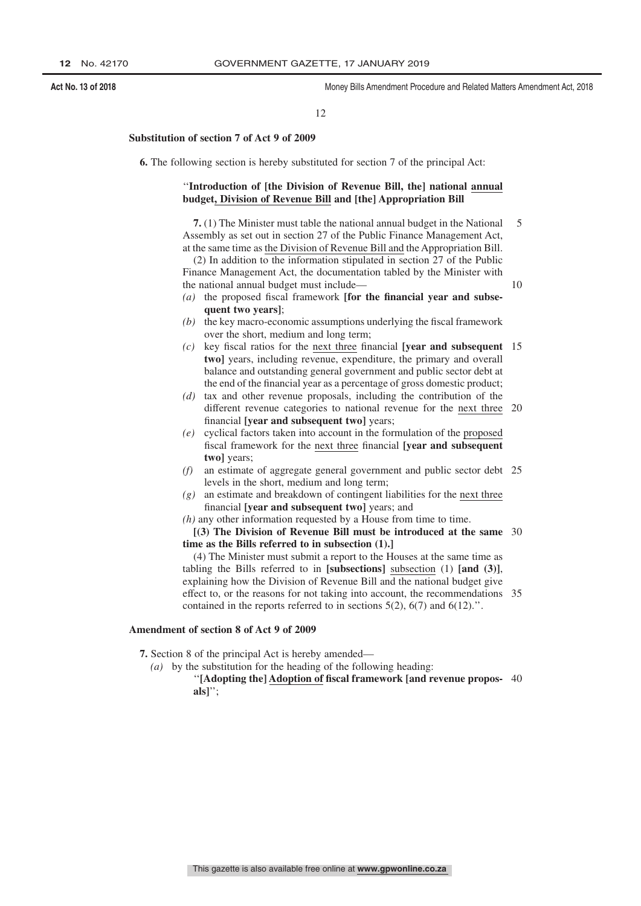**Substitution of section 7 of Act 9 of 2009**

**6.** The following section is hereby substituted for section 7 of the principal Act:

> ''**Introduction of [the Division of Revenue Bill, the] national annual budget, Division of Revenue Bill and [the] Appropriation Bill**
>
> **7.** (1) The Minister must table the national annual budget in the National Assembly as set out in section 27 of the Public Finance Management Act, at the same time as the Division of Revenue Bill and the Appropriation Bill.
>
> (2) In addition to the information stipulated in section 27 of the Public Finance Management Act, the documentation tabled by the Minister with the national annual budget must include—
>
> *(a)* the proposed fiscal framework **[for the financial year and subsequent two years]**;
>
> *(b)* the key macro-economic assumptions underlying the fiscal framework over the short, medium and long term;
>
> *(c)* key fiscal ratios for the next three financial **[year and subsequent two]** years, including revenue, expenditure, the primary and overall balance and outstanding general government and public sector debt at the end of the financial year as a percentage of gross domestic product;
>
> *(d)* tax and other revenue proposals, including the contribution of the different revenue categories to national revenue for the next three financial **[year and subsequent two]** years;
>
> *(e)* cyclical factors taken into account in the formulation of the proposed fiscal framework for the next three financial **[year and subsequent two]** years;
>
> *(f)* an estimate of aggregate general government and public sector debt levels in the short, medium and long term;
>
> *(g)* an estimate and breakdown of contingent liabilities for the next three financial **[year and subsequent two]** years; and
>
> *(h)* any other information requested by a House from time to time.
>
> **[(3) The Division of Revenue Bill must be introduced at the same time as the Bills referred to in subsection (1).]**
>
> (4) The Minister must submit a report to the Houses at the same time as tabling the Bills referred to in **[subsections]** subsection (1) **[and (3)]**, explaining how the Division of Revenue Bill and the national budget give effect to, or the reasons for not taking into account, the recommendations contained in the reports referred to in sections 5(2), 6(7) and 6(12).''.

**Amendment of section 8 of Act 9 of 2009**

**7.** Section 8 of the principal Act is hereby amended—

*(a)* by the substitution for the heading of the following heading:

> ''**[Adopting the] Adoption of fiscal framework [and revenue proposals]**'';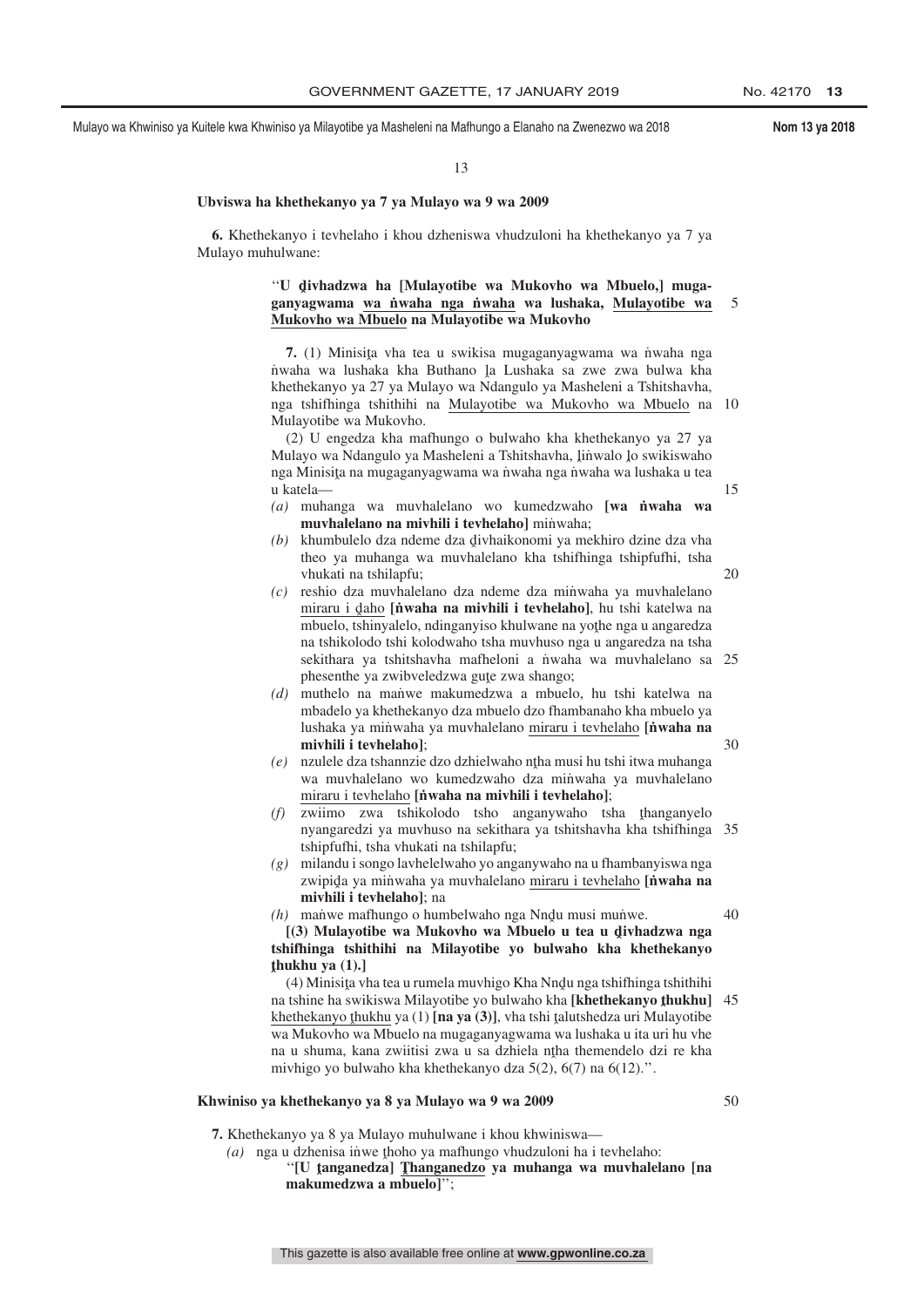**Ubviswa ha khethekanyo ya 7 ya Mulayo wa 9 wa 2009**

**6.** Khethekanyo i tevhelaho i khou dzheniswa vhudzuloni ha khethekanyo ya 7 ya Mulayo muhulwane:

> "**U ḓivhadzwa ha [Mulayotibe wa Mukovho wa Mbuelo,] mugaganyagwama wa ṅwaha nga ṅwaha wa lushaka, Mulayotibe wa Mukovho wa Mbuelo na Mulayotibe wa Mukovho**
>
> **7.** (1) Minisiṭa vha tea u swikisa mugaganyagwama wa ṅwaha nga ṅwaha wa lushaka kha Buthano ḽa Lushaka sa zwe zwa bulwa kha khethekanyo ya 27 ya Mulayo wa Ndangulo ya Masheleni a Tshitshavha, nga tshifhinga tshithihi na Mulayotibe wa Mukovho wa Mbuelo na Mulayotibe wa Mukovho.
>
> (2) U engedza kha mafhungo o bulwaho kha khethekanyo ya 27 ya Mulayo wa Ndangulo ya Masheleni a Tshitshavha, ḽiṅwalo ḽo swikiswaho nga Minisiṭa na mugaganyagwama wa ṅwaha nga ṅwaha wa lushaka u tea u katela—
>
> *(a)* muhanga wa muvhalelano wo kumedzwaho **[wa ṅwaha wa muvhalelano na mivhili i tevhelaho]** miṅwaha;
>
> *(b)* khumbulelo dza ndeme dza ḓivhaikonomi ya mekhiro dzine dza vha theo ya muhanga wa muvhalelano kha tshifhinga tshipfufhi, tsha vhukati na tshilapfu;
>
> *(c)* reshio dza muvhalelano dza ndeme dza miṅwaha ya muvhalelano miraru i ḓaho **[ṅwaha na mivhili i tevhelaho]**, hu tshi katelwa na mbuelo, tshinyalelo, ndinganyiso khulwane na yoṱhe nga u angaredza na tshikolodo tshi kolodwaho tsha muvhuso nga u angaredza na tsha sekithara ya tshitshavha mafheloni a ṅwaha wa muvhalelano sa phesenthe ya zwibveledzwa guṱe zwa shango;
>
> *(d)* muthelo na maṅwe makumedzwa a mbuelo, hu tshi katelwa na mbadelo ya khethekanyo dza mbuelo dzo fhambanaho kha mbuelo ya lushaka ya miṅwaha ya muvhalelano miraru i tevhelaho **[ṅwaha na mivhili i tevhelaho]**;
>
> *(e)* nzulele dza tshannzie dzo dzhielwaho nṱha musi hu tshi itwa muhanga wa muvhalelano wo kumedzwaho dza miṅwaha ya muvhalelano miraru i tevhelaho **[ṅwaha na mivhili i tevhelaho]**;
>
> *(f)* zwiimo zwa tshikolodo tsho anganywaho tsha ṱhanganyelo nyangaredzi ya muvhuso na sekithara ya tshitshavha kha tshifhinga tshipfufhi, tsha vhukati na tshilapfu;
>
> *(g)* milandu i songo lavhelelwaho yo anganywaho na u fhambanyiswa nga zwipiḓa ya miṅwaha ya muvhalelano miraru i tevhelaho **[ṅwaha na mivhili i tevhelaho]**; na
>
> *(h)* maṅwe mafhungo o humbelwaho nga Nnḓu musi muṅwe.
>
> **[(3) Mulayotibe wa Mukovho wa Mbuelo u tea u ḓivhadzwa nga tshifhinga tshithihi na Milayotibe yo bulwaho kha khethekanyo ṱhukhu ya (1).]**
>
> (4) Minisiṭa vha tea u rumela muvhigo Kha Nnḓu nga tshifhinga tshithihi na tshine ha swikiswa Milayotibe yo bulwaho kha **[khethekanyo ṱhukhu]** khethekanyo ṱhukhu ya (1) **[na ya (3)]**, vha tshi ṱalutshedza uri Mulayotibe wa Mukovho wa Mbuelo na mugaganyagwama wa lushaka u ita uri hu vhe na u shuma, kana zwiitisi zwa u sa dzhiela nṱha themendelo dzi re kha mivhigo yo bulwaho kha khethekanyo dza 5(2), 6(7) na 6(12).".

**Khwiniso ya khethekanyo ya 8 ya Mulayo wa 9 wa 2009**

**7.** Khethekanyo ya 8 ya Mulayo muhulwane i khou khwiniswa—

*(a)* nga u dzhenisa iṅwe ṱhoho ya mafhungo vhudzuloni ha i tevhelaho:

> "**[U ṱanganedza] Ṱhanganedzo ya muhanga wa muvhalelano [na makumedzwa a mbuelo]**";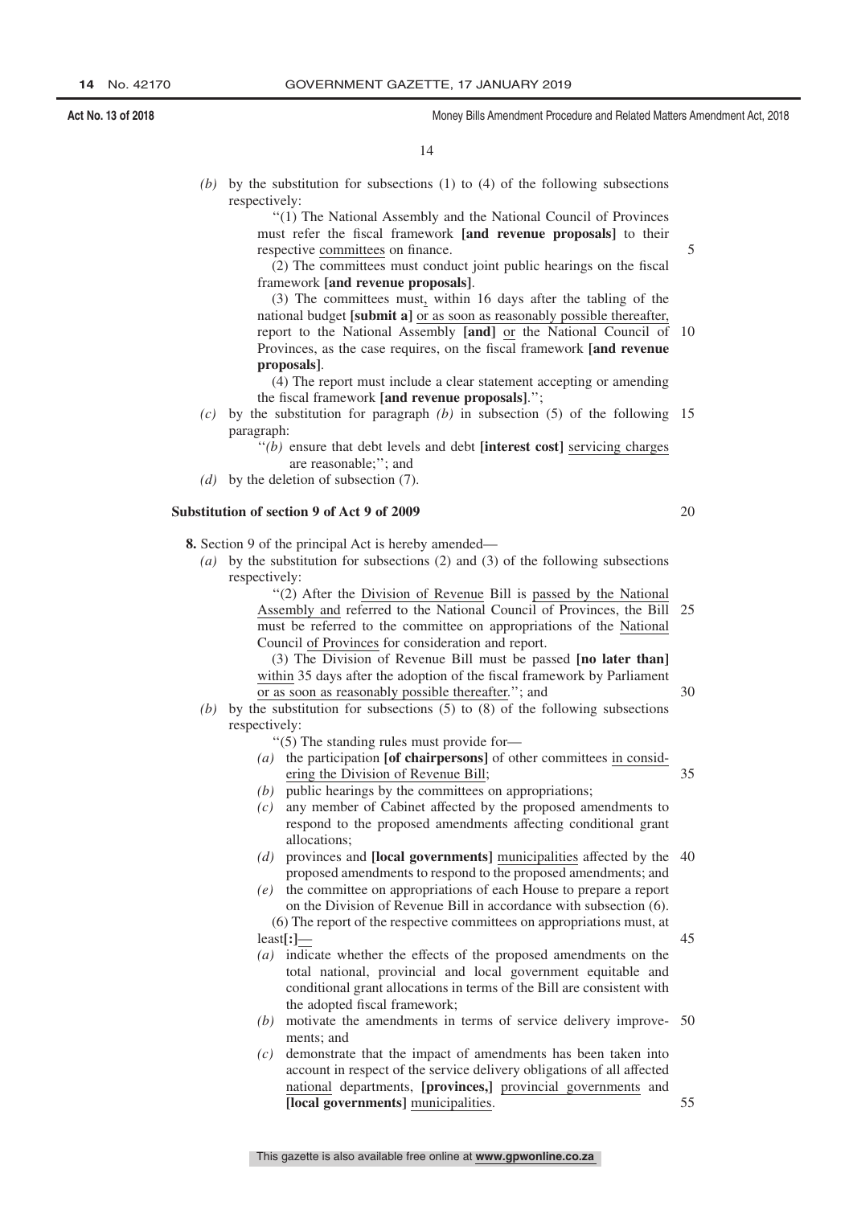*(b)* by the substitution for subsections (1) to (4) of the following subsections respectively:

''(1) The National Assembly and the National Council of Provinces must refer the fiscal framework **[and revenue proposals]** to their respective committees on finance.

(2) The committees must conduct joint public hearings on the fiscal framework **[and revenue proposals]**.

(3) The committees must, within 16 days after the tabling of the national budget **[submit a]** or as soon as reasonably possible thereafter, report to the National Assembly **[and]** or the National Council of Provinces, as the case requires, on the fiscal framework **[and revenue proposals]**.

(4) The report must include a clear statement accepting or amending the fiscal framework **[and revenue proposals]**.'';

*(c)* by the substitution for paragraph *(b)* in subsection (5) of the following paragraph:

''*(b)* ensure that debt levels and debt **[interest cost]** servicing charges are reasonable;''; and

*(d)* by the deletion of subsection (7).

**Substitution of section 9 of Act 9 of 2009**

**8.** Section 9 of the principal Act is hereby amended—

*(a)* by the substitution for subsections (2) and (3) of the following subsections respectively:

''(2) After the Division of Revenue Bill is passed by the National Assembly and referred to the National Council of Provinces, the Bill must be referred to the committee on appropriations of the National Council of Provinces for consideration and report.

(3) The Division of Revenue Bill must be passed **[no later than]** within 35 days after the adoption of the fiscal framework by Parliament or as soon as reasonably possible thereafter.''; and

*(b)* by the substitution for subsections (5) to (8) of the following subsections respectively:

''(5) The standing rules must provide for—

*(a)* the participation **[of chairpersons]** of other committees in considering the Division of Revenue Bill;

*(b)* public hearings by the committees on appropriations;

*(c)* any member of Cabinet affected by the proposed amendments to respond to the proposed amendments affecting conditional grant allocations;

*(d)* provinces and **[local governments]** municipalities affected by the proposed amendments to respond to the proposed amendments; and

*(e)* the committee on appropriations of each House to prepare a report on the Division of Revenue Bill in accordance with subsection (6).

(6) The report of the respective committees on appropriations must, at least**[:]**—

*(a)* indicate whether the effects of the proposed amendments on the total national, provincial and local government equitable and conditional grant allocations in terms of the Bill are consistent with the adopted fiscal framework;

*(b)* motivate the amendments in terms of service delivery improvements; and

*(c)* demonstrate that the impact of amendments has been taken into account in respect of the service delivery obligations of all affected national departments, **[provinces,]** provincial governments and **[local governments]** municipalities.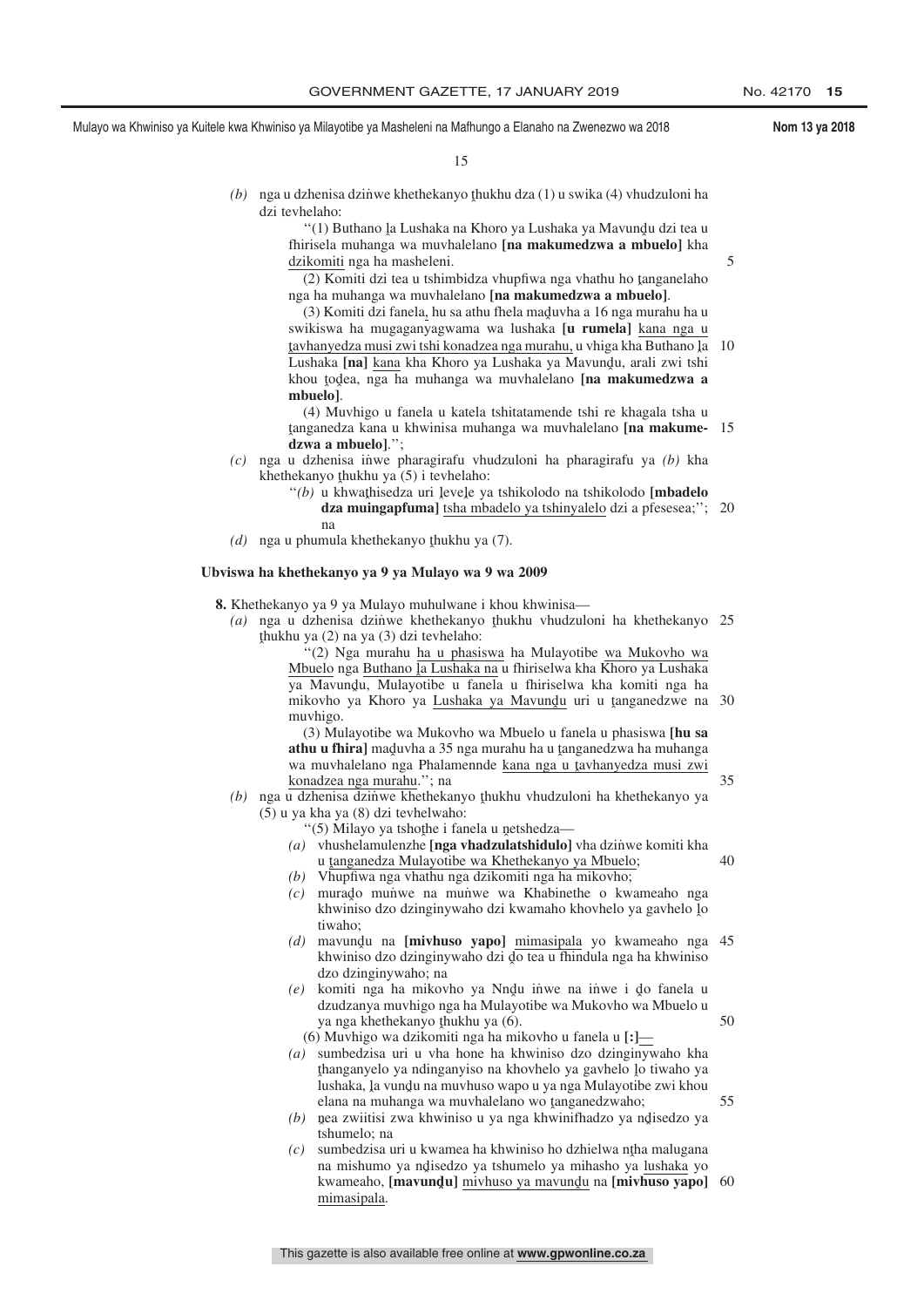*(b)* nga u dzhenisa dziṅwe khethekanyo ṱhukhu dza (1) u swika (4) vhudzuloni ha dzi tevhelaho:

"(1) Buthano ḽa Lushaka na Khoro ya Lushaka ya Mavunḓu dzi tea u fhirisela muhanga wa muvhalelano **[na makumedzwa a mbuelo]** kha dzikomiti nga ha masheleni.

(2) Komiti dzi tea u tshimbidza vhupfiwa nga vhathu ho ṱanganelaho nga ha muhanga wa muvhalelano **[na makumedzwa a mbuelo]**.

(3) Komiti dzi fanela, hu sa athu fhela maḓuvha a 16 nga murahu ha u swikiswa ha mugaganyagwama wa lushaka **[u rumela]** kana nga u ṱavhanyedza musi zwi tshi konadzea nga murahu, u vhiga kha Buthano ḽa Lushaka **[na]** kana kha Khoro ya Lushaka ya Mavunḓu, arali zwi tshi khou ṱoḓea, nga ha muhanga wa muvhalelano **[na makumedzwa a mbuelo]**.

(4) Muvhigo u fanela u katela tshitatamende tshi re khagala tsha u ṱanganedza kana u khwinisa muhanga wa muvhalelano **[na makumedzwa a mbuelo]**.";

*(c)* nga u dzhenisa iṅwe pharagirafu vhudzuloni ha pharagirafu ya *(b)* kha khethekanyo ṱhukhu ya (5) i tevhelaho:

"*(b)* u khwaṭhisedza uri ḽeveḽe ya tshikolodo na tshikolodo **[mbadelo dza muingapfuma]** tsha mbadelo ya tshinyalelo dzi a pfesesea;"; na

*(d)* nga u phumula khethekanyo ṱhukhu ya (7).

**Ubviswa ha khethekanyo ya 9 ya Mulayo wa 9 wa 2009**

**8.** Khethekanyo ya 9 ya Mulayo muhulwane i khou khwinisa—

*(a)* nga u dzhenisa dziṅwe khethekanyo ṱhukhu vhudzuloni ha khethekanyo ṱhukhu ya (2) na ya (3) dzi tevhelaho:

"(2) Nga murahu ha u phasiswa ha Mulayotibe wa Mukovho wa Mbuelo nga Buthano ḽa Lushaka na u fhiriselwa kha Khoro ya Lushaka ya Mavunḓu, Mulayotibe u fanela u fhiriselwa kha komiti nga ha mikovho ya Khoro ya Lushaka ya Mavunḓu uri u ṱanganedzwe na muvhigo.

(3) Mulayotibe wa Mukovho wa Mbuelo u fanela u phasiswa **[hu sa athu u fhira]** maḓuvha a 35 nga murahu ha u ṱanganedzwa ha muhanga wa muvhalelano nga Phalamennde kana nga u ṱavhanyedza musi zwi konadzea nga murahu."; na

*(b)* nga u dzhenisa dziṅwe khethekanyo ṱhukhu vhudzuloni ha khethekanyo ya (5) u ya kha ya (8) dzi tevhelwaho:

"(5) Milayo ya tshoṱhe i fanela u ṋetshedza—

*(a)* vhushelamulenzhe **[nga vhadzulatshidulo]** vha dziṅwe komiti kha u ṱanganedza Mulayotibe wa Khethekanyo ya Mbuelo;

*(b)* Vhupfiwa nga vhathu nga dzikomiti nga ha mikovho;

*(c)* muraḓo muṅwe na muṅwe wa Khabinethe o kwameaho nga khwiniso dzo dzinginywaho dzi kwamaho khovhelo ya gavhelo ḽo tiwaho;

*(d)* mavunḓu na **[mivhuso yapo]** mimasipala yo kwameaho nga khwiniso dzo dzinginywaho dzi ḓo tea u fhindula nga ha khwiniso dzo dzinginywaho; na

*(e)* komiti nga ha mikovho ya Nnḓu iṅwe na iṅwe i ḓo fanela u dzudzanya muvhigo nga ha Mulayotibe wa Mukovho wa Mbuelo u ya nga khethekanyo ṱhukhu ya (6).

(6) Muvhigo wa dzikomiti nga ha mikovho u fanela u **[:]**—

*(a)* sumbedzisa uri u vha hone ha khwiniso dzo dzinginywaho kha ṱhanganyelo ya ndinganyiso na khovhelo ya gavhelo ḽo tiwaho ya lushaka, ḽa vunḓu na muvhuso wapo u ya nga Mulayotibe zwi khou elana na muhanga wa muvhalelano wo ṱanganedzwaho;

*(b)* ṋea zwiitisi zwa khwiniso u ya nga khwinifhadzo ya nḓisedzo ya tshumelo; na

*(c)* sumbedzisa uri u kwamea ha khwiniso ho dzhielwa nṭha malugana na mishumo ya nḓisedzo ya tshumelo ya mihasho ya lushaka yo kwameaho, **[mavunḓu]** mivhuso ya mavunḓu na **[mivhuso yapo]** mimasipala.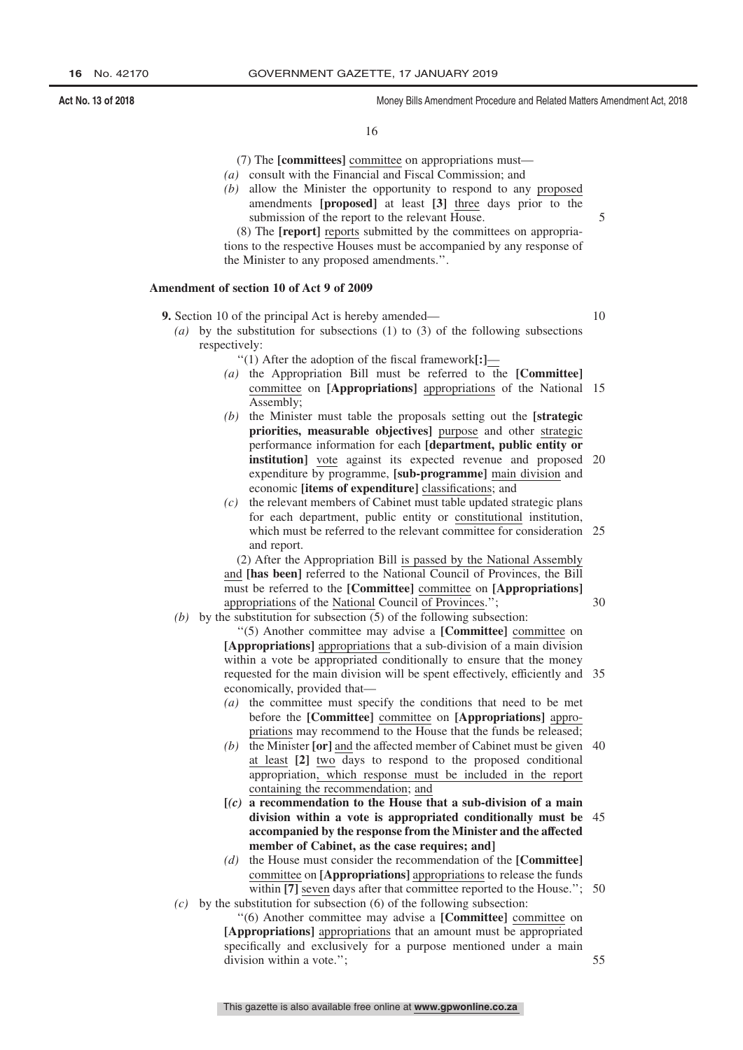(7) The **[committees]** committee on appropriations must—

*(a)* consult with the Financial and Fiscal Commission; and

*(b)* allow the Minister the opportunity to respond to any proposed amendments **[proposed]** at least **[3]** three days prior to the submission of the report to the relevant House.

(8) The **[report]** reports submitted by the committees on appropriations to the respective Houses must be accompanied by any response of the Minister to any proposed amendments.''.

### Amendment of section 10 of Act 9 of 2009

**9.** Section 10 of the principal Act is hereby amended—

*(a)* by the substitution for subsections (1) to (3) of the following subsections respectively:

''(1) After the adoption of the fiscal framework**[:]**—

*(a)* the Appropriation Bill must be referred to the **[Committee]** committee on **[Appropriations]** appropriations of the National Assembly;

*(b)* the Minister must table the proposals setting out the **[strategic priorities, measurable objectives]** purpose and other strategic performance information for each **[department, public entity or institution]** vote against its expected revenue and proposed expenditure by programme, **[sub-programme]** main division and economic **[items of expenditure]** classifications; and

*(c)* the relevant members of Cabinet must table updated strategic plans for each department, public entity or constitutional institution, which must be referred to the relevant committee for consideration and report.

(2) After the Appropriation Bill is passed by the National Assembly and **[has been]** referred to the National Council of Provinces, the Bill must be referred to the **[Committee]** committee on **[Appropriations]** appropriations of the National Council of Provinces.'';

*(b)* by the substitution for subsection (5) of the following subsection:

''(5) Another committee may advise a **[Committee]** committee on **[Appropriations]** appropriations that a sub-division of a main division within a vote be appropriated conditionally to ensure that the money requested for the main division will be spent effectively, efficiently and economically, provided that—

*(a)* the committee must specify the conditions that need to be met before the **[Committee]** committee on **[Appropriations]** appropriations may recommend to the House that the funds be released;

*(b)* the Minister **[or]** and the affected member of Cabinet must be given at least **[2]** two days to respond to the proposed conditional appropriation, which response must be included in the report containing the recommendation; and

**[*(c)* a recommendation to the House that a sub-division of a main division within a vote is appropriated conditionally must be accompanied by the response from the Minister and the affected member of Cabinet, as the case requires; and]**

*(d)* the House must consider the recommendation of the **[Committee]** committee on **[Appropriations]** appropriations to release the funds within **[7]** seven days after that committee reported to the House.'';

*(c)* by the substitution for subsection (6) of the following subsection:

''(6) Another committee may advise a **[Committee]** committee on **[Appropriations]** appropriations that an amount must be appropriated specifically and exclusively for a purpose mentioned under a main division within a vote.'';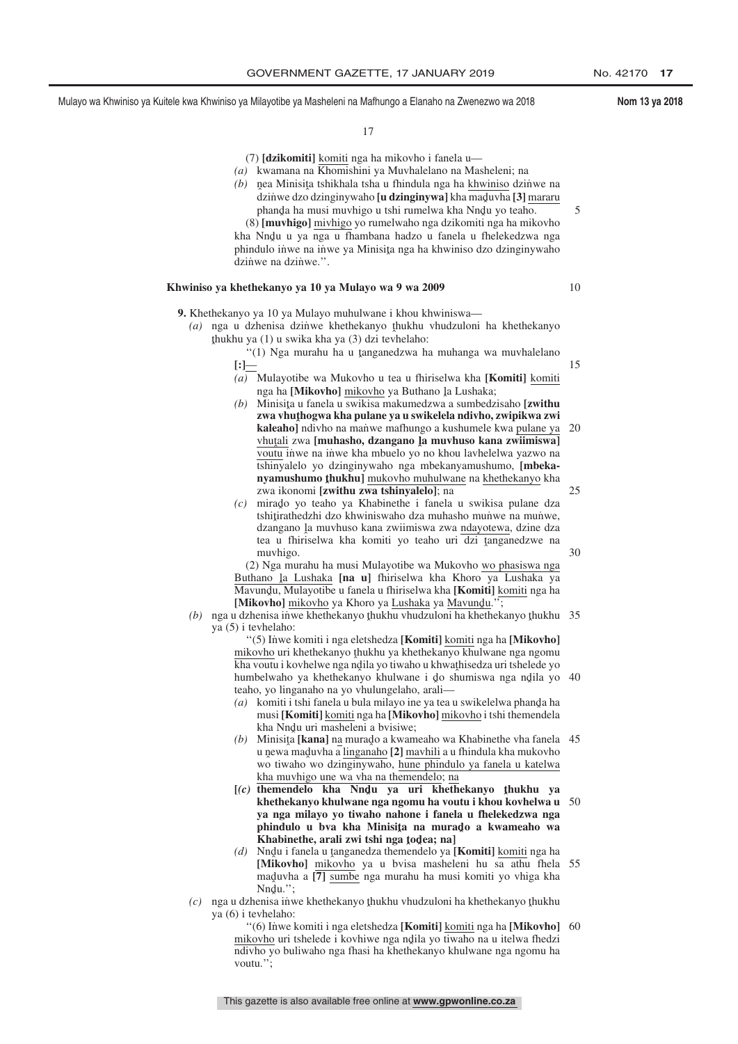(7) **[dzikomiti]** komiti nga ha mikovho i fanela u—

*(a)* kwamana na Khomishini ya Muvhalelano na Masheleni; na

*(b)* ṋea Minisiṱa tshikhala tsha u fhindula nga ha khwiniso dziṅwe na dziṅwe dzo dzinginywaho **[u dzinginywa]** kha maḓuvha **[3]** mararu phanḓa ha musi muvhigo u tshi rumelwa kha Nnḓu yo teaho.

(8) **[muvhigo]** mivhigo yo rumelwaho nga dzikomiti nga ha mikovho kha Nnḓu u ya nga u fhambana hadzo u fanela u fhelekedzwa nga phindulo iṅwe na iṅwe ya Minisiṱa nga ha khwiniso dzo dzinginywaho dziṅwe na dziṅwe.''.

**Khwiniso ya khethekanyo ya 10 ya Mulayo wa 9 wa 2009**

**9.** Khethekanyo ya 10 ya Mulayo muhulwane i khou khwiniswa—

*(a)* nga u dzhenisa dziṅwe khethekanyo ṱhukhu vhudzuloni ha khethekanyo ṱhukhu ya (1) u swika kha ya (3) dzi tevhelaho:

''(1) Nga murahu ha u ṱanganedzwa ha muhanga wa muvhalelano **[:]**—

*(a)* Mulayotibe wa Mukovho u tea u fhiriselwa kha **[Komiti]** komiti nga ha **[Mikovho]** mikovho ya Buthano ḽa Lushaka;

*(b)* Minisiṱa u fanela u swikisa makumedzwa a sumbedzisaho **[zwithu zwa vhuṱhogwa kha pulane ya u swikelela ndivho, zwipikwa zwi kaleaho]** ndivho na maṅwe mafhungo a kushumele kwa pulane ya vhuṱali zwa **[muhasho, dzangano ḽa muvhuso kana zwiimiswa]** voutu iṅwe na iṅwe kha mbuelo yo no khou lavhelelwa yazwo na tshinyalelo yo dzinginywaho nga mbekanyamushumo, **[mbekanyamushumo ṱhukhu]** mukovho muhulwane na khethekanyo kha zwa ikonomi **[zwithu zwa tshinyalelo]**; na

*(c)* miraḓo yo teaho ya Khabinethe i fanela u swikisa pulane dza tshiṱirathedzhi dzo khwiniswaho dza muhasho muṅwe na muṅwe, dzangano ḽa muvhuso kana zwiimiswa zwa ndayotewa, dzine dza tea u fhiriselwa kha komiti yo teaho uri dzi ṱanganedzwe na muvhigo.

(2) Nga murahu ha musi Mulayotibe wa Mukovho wo phasiswa nga Buthano ḽa Lushaka **[na u]** fhiriselwa kha Khoro ya Lushaka ya Mavunḓu, Mulayotibe u fanela u fhiriselwa kha **[Komiti]** komiti nga ha **[Mikovho]** mikovho ya Khoro ya Lushaka ya Mavunḓu.'';

*(b)* nga u dzhenisa iṅwe khethekanyo ṱhukhu vhudzuloni ha khethekanyo ṱhukhu ya (5) i tevhelaho:

''(5) Iṅwe komiti i nga eletshedza **[Komiti]** komiti nga ha **[Mikovho]** mikovho uri khethekanyo ṱhukhu ya khethekanyo khulwane nga ngomu kha voutu i kovhelwe nga nḓila yo tiwaho u khwaṱhisedza uri tshelede yo humbelwaho ya khethekanyo khulwane i ḓo shumiswa nga nḓila yo teaho, yo linganaho na yo vhulungelaho, arali—

*(a)* komiti i tshi fanela u bula milayo ine ya tea u swikelelwa phanḓa ha musi **[Komiti]** komiti nga ha **[Mikovho]** mikovho i tshi themendela kha Nnḓu uri masheleni a bvisiwe;

*(b)* Minisiṱa **[kana]** na muraḓo a kwameaho wa Khabinethe vha fanela u ṋewa maḓuvha a linganaho **[2]** mavhili a u fhindula kha mukovho wo tiwaho wo dzinginywaho, hune phindulo ya fanela u katelwa kha muvhigo une wa vha na themendelo; na

**[(c) themendelo kha Nnḓu ya uri khethekanyo ṱhukhu ya khethekanyo khulwane nga ngomu ha voutu i khou kovhelwa u ya nga milayo yo tiwaho nahone i fanela u fhelekedzwa nga phindulo u bva kha Minisiṱa na muraḓo a kwameaho wa Khabinethe, arali zwi tshi nga ṱoḓea; na]**

*(d)* Nnḓu i fanela u ṱanganedza themendelo ya **[Komiti]** komiti nga ha **[Mikovho]** mikovho ya u bvisa masheleni hu sa athu fhela maḓuvha a **[7]** sumbe nga murahu ha musi komiti yo vhiga kha Nnḓu.'';

*(c)* nga u dzhenisa iṅwe khethekanyo ṱhukhu vhudzuloni ha khethekanyo ṱhukhu ya (6) i tevhelaho:

''(6) Iṅwe komiti i nga eletshedza **[Komiti]** komiti nga ha **[Mikovho]** mikovho uri tshelede i kovhiwe nga nḓila yo tiwaho na u itelwa fhedzi ndivho yo buliwaho nga fhasi ha khethekanyo khulwane nga ngomu ha voutu.'';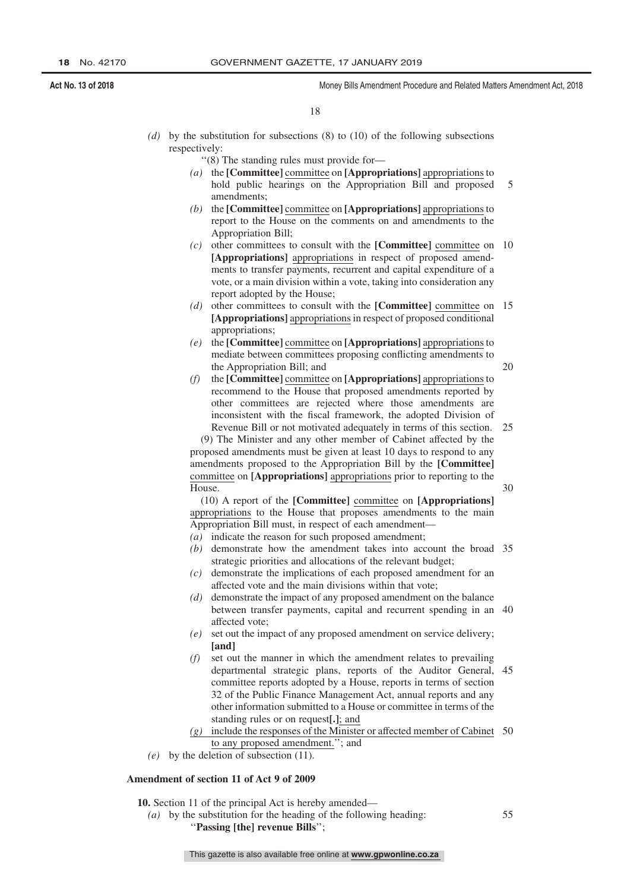*(d)* by the substitution for subsections (8) to (10) of the following subsections respectively:

"(8) The standing rules must provide for—

*(a)* the **[Committee]** committee on **[Appropriations]** appropriations to hold public hearings on the Appropriation Bill and proposed amendments;

*(b)* the **[Committee]** committee on **[Appropriations]** appropriations to report to the House on the comments on and amendments to the Appropriation Bill;

*(c)* other committees to consult with the **[Committee]** committee on **[Appropriations]** appropriations in respect of proposed amendments to transfer payments, recurrent and capital expenditure of a vote, or a main division within a vote, taking into consideration any report adopted by the House;

*(d)* other committees to consult with the **[Committee]** committee on **[Appropriations]** appropriations in respect of proposed conditional appropriations;

*(e)* the **[Committee]** committee on **[Appropriations]** appropriations to mediate between committees proposing conflicting amendments to the Appropriation Bill; and

*(f)* the **[Committee]** committee on **[Appropriations]** appropriations to recommend to the House that proposed amendments reported by other committees are rejected where those amendments are inconsistent with the fiscal framework, the adopted Division of Revenue Bill or not motivated adequately in terms of this section.

(9) The Minister and any other member of Cabinet affected by the proposed amendments must be given at least 10 days to respond to any amendments proposed to the Appropriation Bill by the **[Committee]** committee on **[Appropriations]** appropriations prior to reporting to the House.

(10) A report of the **[Committee]** committee on **[Appropriations]** appropriations to the House that proposes amendments to the main Appropriation Bill must, in respect of each amendment—

*(a)* indicate the reason for such proposed amendment;

*(b)* demonstrate how the amendment takes into account the broad strategic priorities and allocations of the relevant budget;

*(c)* demonstrate the implications of each proposed amendment for an affected vote and the main divisions within that vote;

*(d)* demonstrate the impact of any proposed amendment on the balance between transfer payments, capital and recurrent spending in an affected vote;

*(e)* set out the impact of any proposed amendment on service delivery; **[and]**

*(f)* set out the manner in which the amendment relates to prevailing departmental strategic plans, reports of the Auditor General, committee reports adopted by a House, reports in terms of section 32 of the Public Finance Management Act, annual reports and any other information submitted to a House or committee in terms of the standing rules or on request**[.]**; and

*(g)* include the responses of the Minister or affected member of Cabinet to any proposed amendment."; and

*(e)* by the deletion of subsection (11).

**Amendment of section 11 of Act 9 of 2009**

**10.** Section 11 of the principal Act is hereby amended—

*(a)* by the substitution for the heading of the following heading:

"**Passing [the] revenue Bills**";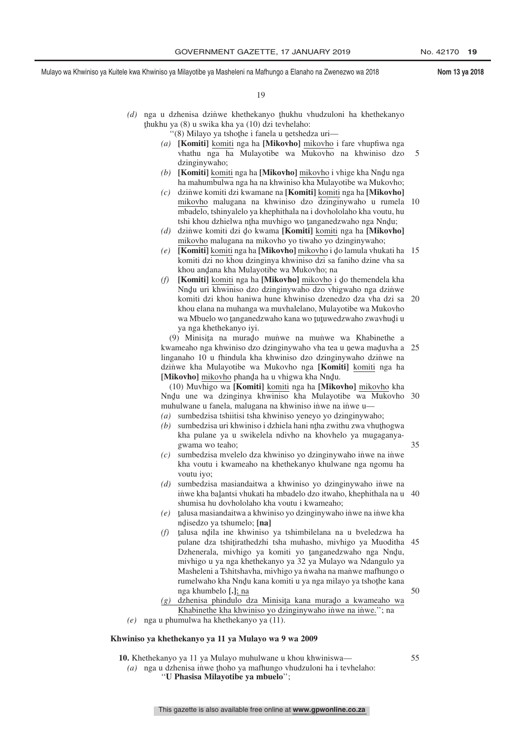*(d)* nga u dzhenisa dziṅwe khethekanyo ṱhukhu vhudzuloni ha khethekanyo ṱhukhu ya (8) u swika kha ya (10) dzi tevhelaho:

''(8) Milayo ya tshoṱhe i fanela u ṋetshedza uri—

*(a)* **[Komiti]** komiti nga ha **[Mikovho]** mikovho i fare vhupfiwa nga vhathu nga ha Mulayotibe wa Mukovho na khwiniso dzo dzinginywaho;

*(b)* **[Komiti]** komiti nga ha **[Mikovho]** mikovho i vhige kha Nnḓu nga ha mahumbulwa nga ha na khwiniso kha Mulayotibe wa Mukovho;

*(c)* dziṅwe komiti dzi kwamane na **[Komiti]** komiti nga ha **[Mikovho]** mikovho malugana na khwiniso dzo dzinginywaho u rumela mbadelo, tshinyalelo ya khephithala na i dovhololaho kha voutu, hu tshi khou dzhielwa nṱha muvhigo wo ṱanganedzwaho nga Nnḓu;

*(d)* dziṅwe komiti dzi ḓo kwama **[Komiti]** komiti nga ha **[Mikovho]** mikovho malugana na mikovho yo tiwaho yo dzinginywaho;

*(e)* **[Komiti]** komiti nga ha **[Mikovho]** mikovho i ḓo lamula vhukati ha komiti dzi no khou dzinginya khwiniso dzi sa faniho dzine vha sa khou anḓana kha Mulayotibe wa Mukovho; na

*(f)* **[Komiti]** komiti nga ha **[Mikovho]** mikovho i ḓo themendela kha Nnḓu uri khwiniso dzo dzinginywaho dzo vhigwaho nga dziṅwe komiti dzi khou haniwa hune khwiniso dzenedzo dza vha dzi sa khou elana na muhanga wa muvhalelano, Mulayotibe wa Mukovho wa Mbuelo wo ṱanganedzwaho kana wo ṱuṱuwedzwaho zwavhuḓi u ya nga khethekanyo iyi.

(9) Minisiṱa na muraḓo muṅwe na muṅwe wa Khabinethe a kwameaho nga khwiniso dzo dzinginywaho vha tea u ṋewa maḓuvha a linganaho 10 u fhindula kha khwiniso dzo dzinginywaho dziṅwe na dziṅwe kha Mulayotibe wa Mukovho nga **[Komiti]** komiti nga ha **[Mikovho]** mikovho phanḓa ha u vhigwa kha Nnḓu.

(10) Muvhigo wa **[Komiti]** komiti nga ha **[Mikovho]** mikovho kha Nnḓu une wa dzinginya khwiniso kha Mulayotibe wa Mukovho muhulwane u fanela, malugana na khwiniso iṅwe na iṅwe u—

*(a)* sumbedzisa tshiitisi tsha khwiniso yeneyo yo dzinginywaho;

*(b)* sumbedzisa uri khwiniso i dzhiela hani nṱha zwithu zwa vhuṱhogwa kha pulane ya u swikelela ndivho na khovhelo ya mugaganyagwama wo teaho;

*(c)* sumbedzisa mvelelo dza khwiniso yo dzinginywaho iṅwe na iṅwe kha voutu i kwameaho na khethekanyo khulwane nga ngomu ha voutu iyo;

*(d)* sumbedzisa masiandaitwa a khwiniso yo dzinginywaho iṅwe na iṅwe kha baḽantsi vhukati ha mbadelo dzo itwaho, khephithala na u shumisa hu dovhololaho kha voutu i kwameaho;

*(e)* ṱalusa masiandaitwa a khwiniso yo dzinginywaho iṅwe na iṅwe kha nḓisedzo ya tshumelo; **[na]**

*(f)* ṱalusa nḓila ine khwiniso ya tshimbilelana na u bveledzwa ha pulane dza tshiṱirathedzhi tsha muhasho, mivhigo ya Muoditha Dzhenerala, mivhigo ya komiti yo ṱanganedzwaho nga Nnḓu, mivhigo u ya nga khethekanyo ya 32 ya Mulayo wa Ndangulo ya Masheleni a Tshitshavha, mivhigo ya ṅwaha na maṅwe mafhungo o rumelwaho kha Nnḓu kana komiti u ya nga milayo ya tshoṱhe kana nga khumbelo **[.]**; na

*(g)* dzhenisa phindulo dza Minisiṱa kana muraḓo a kwameaho wa Khabinethe kha khwiniso yo dzinginywaho iṅwe na iṅwe.''; na

*(e)* nga u phumulwa ha khethekanyo ya (11).

**Khwiniso ya khethekanyo ya 11 ya Mulayo wa 9 wa 2009**

**10.** Khethekanyo ya 11 ya Mulayo muhulwane u khou khwiniswa—

*(a)* nga u dzhenisa iṅwe ṱhoho ya mafhungo vhudzuloni ha i tevhelaho:

''**U Phasisa Milayotibe ya mbuelo**'';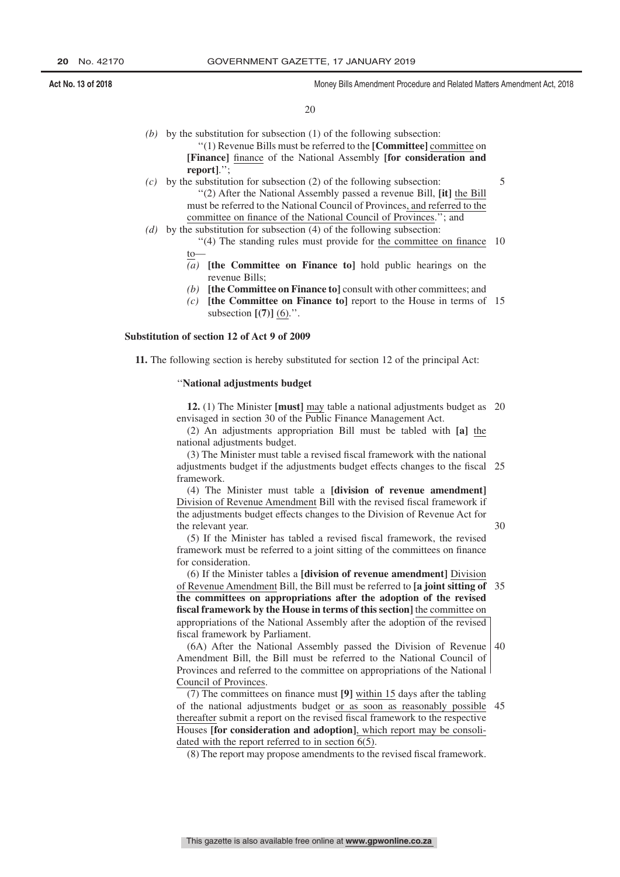*(b)* by the substitution for subsection (1) of the following subsection:

"(1) Revenue Bills must be referred to the **[Committee]** committee on **[Finance]** finance of the National Assembly **[for consideration and report]**.";

*(c)* by the substitution for subsection (2) of the following subsection:

"(2) After the National Assembly passed a revenue Bill, **[it]** the Bill must be referred to the National Council of Provinces, and referred to the committee on finance of the National Council of Provinces."; and

*(d)* by the substitution for subsection (4) of the following subsection:

"(4) The standing rules must provide for the committee on finance to—

*(a)* **[the Committee on Finance to]** hold public hearings on the revenue Bills;

*(b)* **[the Committee on Finance to]** consult with other committees; and

*(c)* **[the Committee on Finance to]** report to the House in terms of subsection **[(7)]** (6).".

**Substitution of section 12 of Act 9 of 2009**

**11.** The following section is hereby substituted for section 12 of the principal Act:

"**National adjustments budget**

**12.** (1) The Minister **[must]** may table a national adjustments budget as envisaged in section 30 of the Public Finance Management Act.

(2) An adjustments appropriation Bill must be tabled with **[a]** the national adjustments budget.

(3) The Minister must table a revised fiscal framework with the national adjustments budget if the adjustments budget effects changes to the fiscal framework.

(4) The Minister must table a **[division of revenue amendment]** Division of Revenue Amendment Bill with the revised fiscal framework if the adjustments budget effects changes to the Division of Revenue Act for the relevant year.

(5) If the Minister has tabled a revised fiscal framework, the revised framework must be referred to a joint sitting of the committees on finance for consideration.

(6) If the Minister tables a **[division of revenue amendment]** Division of Revenue Amendment Bill, the Bill must be referred to **[a joint sitting of the committees on appropriations after the adoption of the revised fiscal framework by the House in terms of this section]** the committee on appropriations of the National Assembly after the adoption of the revised fiscal framework by Parliament.

(6A) After the National Assembly passed the Division of Revenue Amendment Bill, the Bill must be referred to the National Council of Provinces and referred to the committee on appropriations of the National Council of Provinces.

(7) The committees on finance must **[9]** within 15 days after the tabling of the national adjustments budget or as soon as reasonably possible thereafter submit a report on the revised fiscal framework to the respective Houses **[for consideration and adoption]**, which report may be consolidated with the report referred to in section 6(5).

(8) The report may propose amendments to the revised fiscal framework.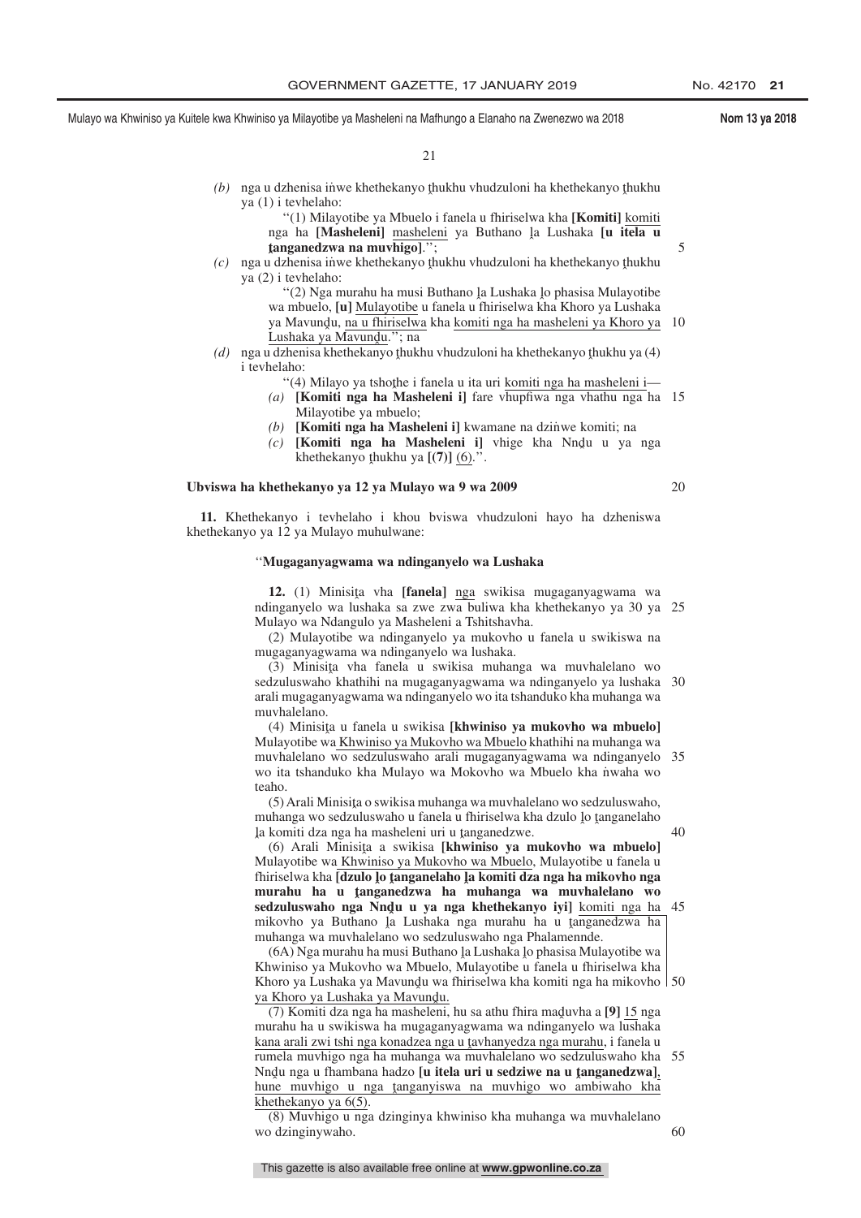*(b)* nga u dzhenisa iṅwe khethekanyo ṱhukhu vhudzuloni ha khethekanyo ṱhukhu ya (1) i tevhelaho:

"(1) Milayotibe ya Mbuelo i fanela u fhiriselwa kha **[Komiti]** komiti nga ha **[Masheleni]** masheleni ya Buthano ḽa Lushaka **[u itela u ṱanganedzwa na muvhigo]**.";

*(c)* nga u dzhenisa iṅwe khethekanyo ṱhukhu vhudzuloni ha khethekanyo ṱhukhu ya (2) i tevhelaho:

"(2) Nga murahu ha musi Buthano ḽa Lushaka ḽo phasisa Mulayotibe wa mbuelo, **[u]** Mulayotibe u fanela u fhiriselwa kha Khoro ya Lushaka ya Mavunḓu, na u fhiriselwa kha komiti nga ha masheleni ya Khoro ya Lushaka ya Mavunḓu."; na

*(d)* nga u dzhenisa khethekanyo ṱhukhu vhudzuloni ha khethekanyo ṱhukhu ya (4) i tevhelaho:

"(4) Milayo ya tshoṱhe i fanela u ita uri komiti nga ha masheleni i—

*(a)* **[Komiti nga ha Masheleni i]** fare vhupfiwa nga vhathu nga ha Milayotibe ya mbuelo;

*(b)* **[Komiti nga ha Masheleni i]** kwamane na dziṅwe komiti; na

*(c)* **[Komiti nga ha Masheleni i]** vhige kha Nnḓu u ya nga khethekanyo ṱhukhu ya **[(7)]** (6).".

**Ubviswa ha khethekanyo ya 12 ya Mulayo wa 9 wa 2009**

**11.** Khethekanyo i tevhelaho i khou bviswa vhudzuloni hayo ha dzheniswa khethekanyo ya 12 ya Mulayo muhulwane:

"**Mugaganyagwama wa ndinganyelo wa Lushaka**

**12.** (1) Minisiṱa vha **[fanela]** nga swikisa mugaganyagwama wa ndinganyelo wa lushaka sa zwe zwa buliwa kha khethekanyo ya 30 ya Mulayo wa Ndangulo ya Masheleni a Tshitshavha.

(2) Mulayotibe wa ndinganyelo ya mukovho u fanela u swikiswa na mugaganyagwama wa ndinganyelo wa lushaka.

(3) Minisiṱa vha fanela u swikisa muhanga wa muvhalelano wo sedzuluswaho khathihi na mugaganyagwama wa ndinganyelo ya lushaka arali mugaganyagwama wa ndinganyelo wo ita tshanduko kha muhanga wa muvhalelano.

(4) Minisiṱa u fanela u swikisa **[khwiniso ya mukovho wa mbuelo]** Mulayotibe wa Khwiniso ya Mukovho wa Mbuelo khathihi na muhanga wa muvhalelano wo sedzuluswaho arali mugaganyagwama wa ndinganyelo wo ita tshanduko kha Mulayo wa Mokovho wa Mbuelo kha ṅwaha wo teaho.

(5) Arali Minisiṱa o swikisa muhanga wa muvhalelano wo sedzuluswaho, muhanga wo sedzuluswaho u fanela u fhiriselwa kha dzulo ḽo ṱanganelaho ḽa komiti dza nga ha masheleni uri u ṱanganedzwe.

(6) Arali Minisiṱa a swikisa **[khwiniso ya mukovho wa mbuelo]** Mulayotibe wa Khwiniso ya Mukovho wa Mbuelo, Mulayotibe u fanela u fhiriselwa kha **[dzulo ḽo ṱanganelaho ḽa komiti dza nga ha mikovho nga murahu ha u ṱanganedzwa ha muhanga wa muvhalelano wo sedzuluswaho nga Nnḓu u ya nga khethekanyo iyi]** komiti nga ha mikovho ya Buthano ḽa Lushaka nga murahu ha u ṱanganedzwa ha muhanga wa muvhalelano wo sedzuluswaho nga Phalamennde.

(6A) Nga murahu ha musi Buthano ḽa Lushaka ḽo phasisa Mulayotibe wa Khwiniso ya Mukovho wa Mbuelo, Mulayotibe u fanela u fhiriselwa kha Khoro ya Lushaka ya Mavunḓu wa fhiriselwa kha komiti nga ha mikovho ya Khoro ya Lushaka ya Mavunḓu.

(7) Komiti dza nga ha masheleni, hu sa athu fhira maḓuvha a **[9]** 15 nga murahu ha u swikiswa ha mugaganyagwama wa ndinganyelo wa lushaka kana arali zwi tshi nga konadzea nga u ṱavhanyedza nga murahu, i fanela u rumela muvhigo nga ha muhanga wa muvhalelano wo sedzuluswaho kha Nnḓu nga u fhambana hadzo **[u itela uri u sedziwe na u ṱanganedzwa]**, hune muvhigo u nga ṱanganyiswa na muvhigo wo ambiwaho kha khethekanyo ya 6(5).

(8) Muvhigo u nga dzinginya khwiniso kha muhanga wa muvhalelano wo dzinginywaho.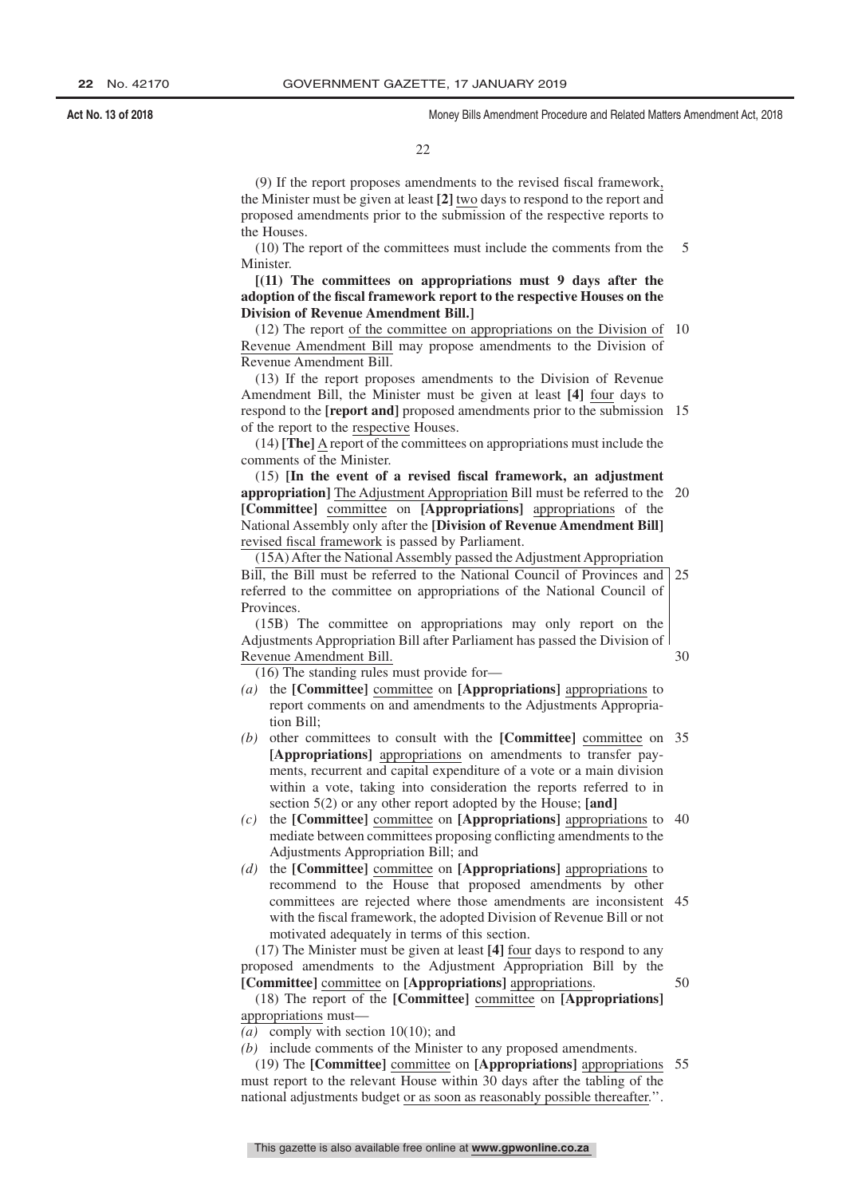(9) If the report proposes amendments to the revised fiscal framework, the Minister must be given at least **[2]** two days to respond to the report and proposed amendments prior to the submission of the respective reports to the Houses.

(10) The report of the committees must include the comments from the Minister.

**[(11) The committees on appropriations must 9 days after the adoption of the fiscal framework report to the respective Houses on the Division of Revenue Amendment Bill.]**

(12) The report of the committee on appropriations on the Division of Revenue Amendment Bill may propose amendments to the Division of Revenue Amendment Bill.

(13) If the report proposes amendments to the Division of Revenue Amendment Bill, the Minister must be given at least **[4]** four days to respond to the **[report and]** proposed amendments prior to the submission of the report to the respective Houses.

(14) **[The]** A report of the committees on appropriations must include the comments of the Minister.

(15) **[In the event of a revised fiscal framework, an adjustment appropriation]** The Adjustment Appropriation Bill must be referred to the **[Committee]** committee on **[Appropriations]** appropriations of the National Assembly only after the **[Division of Revenue Amendment Bill]** revised fiscal framework is passed by Parliament.

(15A) After the National Assembly passed the Adjustment Appropriation Bill, the Bill must be referred to the National Council of Provinces and referred to the committee on appropriations of the National Council of Provinces.

(15B) The committee on appropriations may only report on the Adjustments Appropriation Bill after Parliament has passed the Division of Revenue Amendment Bill.

(16) The standing rules must provide for—

*(a)* the **[Committee]** committee on **[Appropriations]** appropriations to report comments on and amendments to the Adjustments Appropriation Bill;

*(b)* other committees to consult with the **[Committee]** committee on **[Appropriations]** appropriations on amendments to transfer payments, recurrent and capital expenditure of a vote or a main division within a vote, taking into consideration the reports referred to in section 5(2) or any other report adopted by the House; **[and]**

*(c)* the **[Committee]** committee on **[Appropriations]** appropriations to mediate between committees proposing conflicting amendments to the Adjustments Appropriation Bill; and

*(d)* the **[Committee]** committee on **[Appropriations]** appropriations to recommend to the House that proposed amendments by other committees are rejected where those amendments are inconsistent with the fiscal framework, the adopted Division of Revenue Bill or not motivated adequately in terms of this section.

(17) The Minister must be given at least **[4]** four days to respond to any proposed amendments to the Adjustment Appropriation Bill by the **[Committee]** committee on **[Appropriations]** appropriations.

(18) The report of the **[Committee]** committee on **[Appropriations]** appropriations must—

*(a)* comply with section 10(10); and

*(b)* include comments of the Minister to any proposed amendments.

(19) The **[Committee]** committee on **[Appropriations]** appropriations must report to the relevant House within 30 days after the tabling of the national adjustments budget or as soon as reasonably possible thereafter.".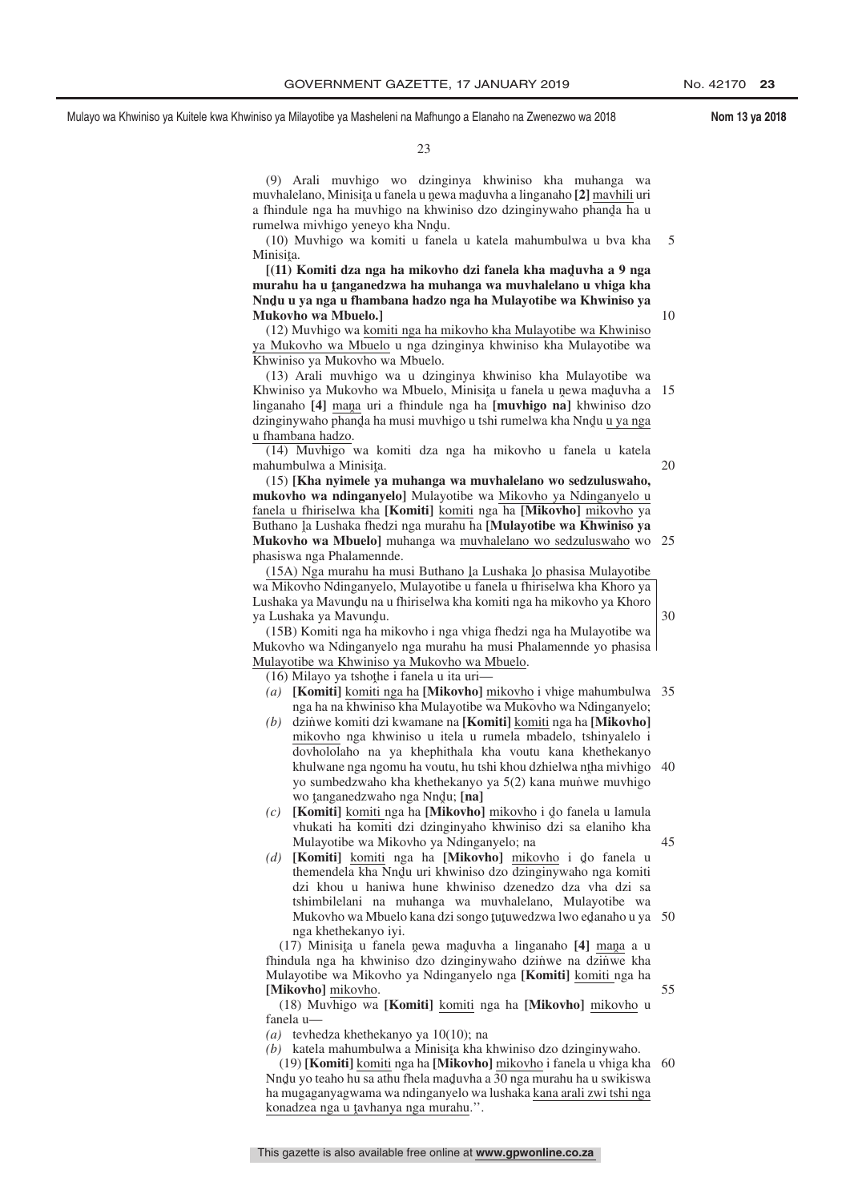(9) Arali muvhigo wo dzinginya khwiniso kha muhanga wa muvhalelano, Minisiṭa u fanela u ṋewa maḓuvha a linganaho **[2]** mavhili uri a fhindule nga ha muvhigo na khwiniso dzo dzinginywaho phanḓa ha u rumelwa mivhigo yeneyo kha Nnḓu.

(10) Muvhigo wa komiti u fanela u katela mahumbulwa u bva kha Minisiṭa.

**[(11) Komiti dza nga ha mikovho dzi fanela kha maḓuvha a 9 nga murahu ha u ṱanganedzwa ha muhanga wa muvhalelano u vhiga kha Nnḓu u ya nga u fhambana hadzo nga ha Mulayotibe wa Khwiniso ya Mukovho wa Mbuelo.]**

(12) Muvhigo wa komiti nga ha mikovho kha Mulayotibe wa Khwiniso ya Mukovho wa Mbuelo u nga dzinginya khwiniso kha Mulayotibe wa Khwiniso ya Mukovho wa Mbuelo.

(13) Arali muvhigo wa u dzinginya khwiniso kha Mulayotibe wa Khwiniso ya Mukovho wa Mbuelo, Minisiṭa u fanela u ṋewa maḓuvha a linganaho **[4]** maṋa uri a fhindule nga ha **[muvhigo na]** khwiniso dzo dzinginywaho phanḓa ha musi muvhigo u tshi rumelwa kha Nnḓu u ya nga u fhambana hadzo.

(14) Muvhigo wa komiti dza nga ha mikovho u fanela u katela mahumbulwa a Minisiṭa.

(15) **[Kha nyimele ya muhanga wa muvhalelano wo sedzuluswaho, mukovho wa ndinganyelo]** Mulayotibe wa Mikovho ya Ndinganyelo u fanela u fhiriselwa kha **[Komiti]** komiti nga ha **[Mikovho]** mikovho ya Buthano ḽa Lushaka fhedzi nga murahu ha **[Mulayotibe wa Khwiniso ya Mukovho wa Mbuelo]** muhanga wa muvhalelano wo sedzuluswaho wo phasiswa nga Phalamennde.

(15A) Nga murahu ha musi Buthano ḽa Lushaka ḽo phasisa Mulayotibe wa Mikovho Ndinganyelo, Mulayotibe u fanela u fhiriselwa kha Khoro ya Lushaka ya Mavunḓu na u fhiriselwa kha komiti nga ha mikovho ya Khoro ya Lushaka ya Mavunḓu.

(15B) Komiti nga ha mikovho i nga vhiga fhedzi nga ha Mulayotibe wa Mukovho wa Ndinganyelo nga murahu ha musi Phalamennde yo phasisa Mulayotibe wa Khwiniso ya Mukovho wa Mbuelo.

(16) Milayo ya tshoṱhe i fanela u ita uri—

*(a)* **[Komiti]** komiti nga ha **[Mikovho]** mikovho i vhige mahumbulwa nga ha na khwiniso kha Mulayotibe wa Mukovho wa Ndinganyelo;

*(b)* dziṅwe komiti dzi kwamane na **[Komiti]** komiti nga ha **[Mikovho]** mikovho nga khwiniso u itela u rumela mbadelo, tshinyalelo i dovhololaho na ya khephithala kha voutu kana khethekanyo khulwane nga ngomu ha voutu, hu tshi khou dzhielwa nṱha mivhigo yo sumbedzwaho kha khethekanyo ya 5(2) kana muṅwe muvhigo wo ṱanganedzwaho nga Nnḓu; **[na]**

*(c)* **[Komiti]** komiti nga ha **[Mikovho]** mikovho i ḓo fanela u lamula vhukati ha komiti dzi dzinginyaho khwiniso dzi sa elaniho kha Mulayotibe wa Mikovho ya Ndinganyelo; na

*(d)* **[Komiti]** komiti nga ha **[Mikovho]** mikovho i ḓo fanela u themendela kha Nnḓu uri khwiniso dzo dzinginywaho nga komiti dzi khou u haniwa hune khwiniso dzenedzo dza vha dzi sa tshimbilelani na muhanga wa muvhalelano, Mulayotibe wa Mukovho wa Mbuelo kana dzi songo ṱuṱuwedzwa lwo eḓanaho u ya nga khethekanyo iyi.

(17) Minisiṭa u fanela ṋewa maḓuvha a linganaho **[4]** maṋa a u fhindula nga ha khwiniso dzo dzinginywaho dziṅwe na dziṅwe kha Mulayotibe wa Mikovho ya Ndinganyelo nga **[Komiti]** komiti nga ha **[Mikovho]** mikovho.

(18) Muvhigo wa **[Komiti]** komiti nga ha **[Mikovho]** mikovho u fanela u—

*(a)* tevhedza khethekanyo ya 10(10); na

*(b)* katela mahumbulwa a Minisiṭa kha khwiniso dzo dzinginywaho.

(19) **[Komiti]** komiti nga ha **[Mikovho]** mikovho i fanela u vhiga kha Nnḓu yo teaho hu sa athu fhela maḓuvha a 30 nga murahu ha u swikiswa ha mugaganyagwama wa ndinganyelo wa lushaka kana arali zwi tshi nga konadzea nga u ṱavhanya nga murahu.''.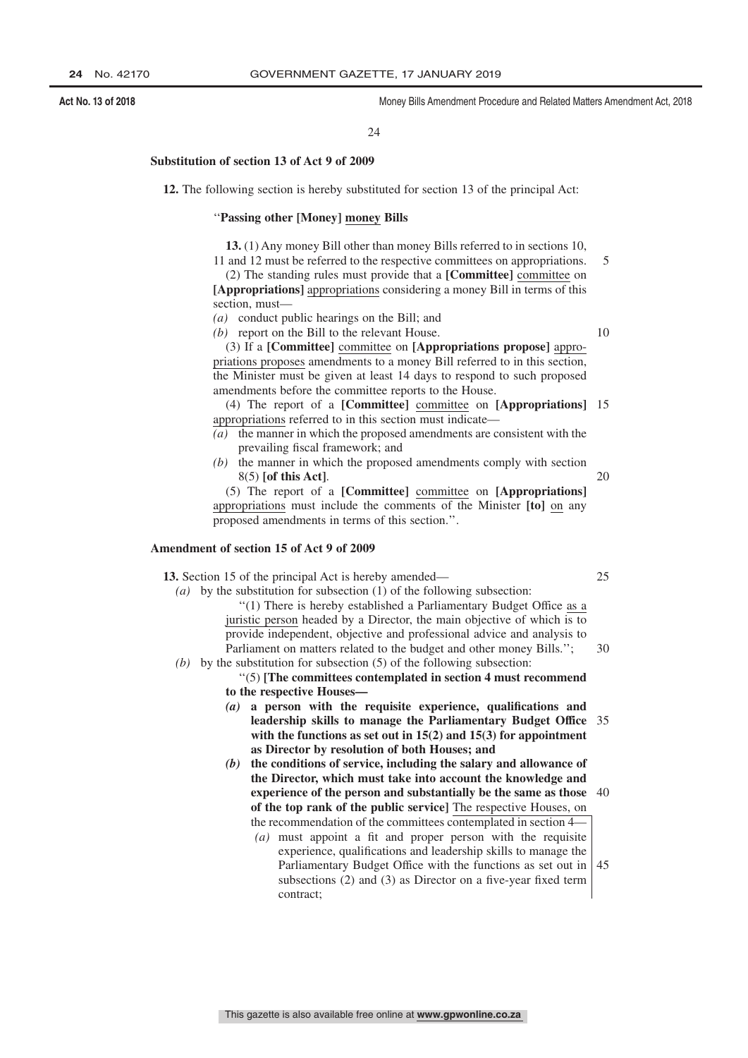**Substitution of section 13 of Act 9 of 2009**

**12.** The following section is hereby substituted for section 13 of the principal Act:

''**Passing other [Money] money Bills**

**13.** (1) Any money Bill other than money Bills referred to in sections 10, 11 and 12 must be referred to the respective committees on appropriations.

(2) The standing rules must provide that a **[Committee]** committee on **[Appropriations]** appropriations considering a money Bill in terms of this section, must—

*(a)* conduct public hearings on the Bill; and

*(b)* report on the Bill to the relevant House.

(3) If a **[Committee]** committee on **[Appropriations propose]** appropriations proposes amendments to a money Bill referred to in this section, the Minister must be given at least 14 days to respond to such proposed amendments before the committee reports to the House.

(4) The report of a **[Committee]** committee on **[Appropriations]** appropriations referred to in this section must indicate—

*(a)* the manner in which the proposed amendments are consistent with the prevailing fiscal framework; and

*(b)* the manner in which the proposed amendments comply with section 8(5) **[of this Act]**.

(5) The report of a **[Committee]** committee on **[Appropriations]** appropriations must include the comments of the Minister **[to]** on any proposed amendments in terms of this section.''.

**Amendment of section 15 of Act 9 of 2009**

**13.** Section 15 of the principal Act is hereby amended—

*(a)* by the substitution for subsection (1) of the following subsection:

''(1) There is hereby established a Parliamentary Budget Office as a juristic person headed by a Director, the main objective of which is to provide independent, objective and professional advice and analysis to Parliament on matters related to the budget and other money Bills.'';

*(b)* by the substitution for subsection (5) of the following subsection:

''(5) **[The committees contemplated in section 4 must recommend to the respective Houses—**

***(a)*** **a person with the requisite experience, qualifications and leadership skills to manage the Parliamentary Budget Office with the functions as set out in 15(2) and 15(3) for appointment as Director by resolution of both Houses; and**

***(b)*** **the conditions of service, including the salary and allowance of the Director, which must take into account the knowledge and experience of the person and substantially be the same as those of the top rank of the public service]** The respective Houses, on the recommendation of the committees contemplated in section 4—

*(a)* must appoint a fit and proper person with the requisite experience, qualifications and leadership skills to manage the Parliamentary Budget Office with the functions as set out in subsections (2) and (3) as Director on a five-year fixed term contract;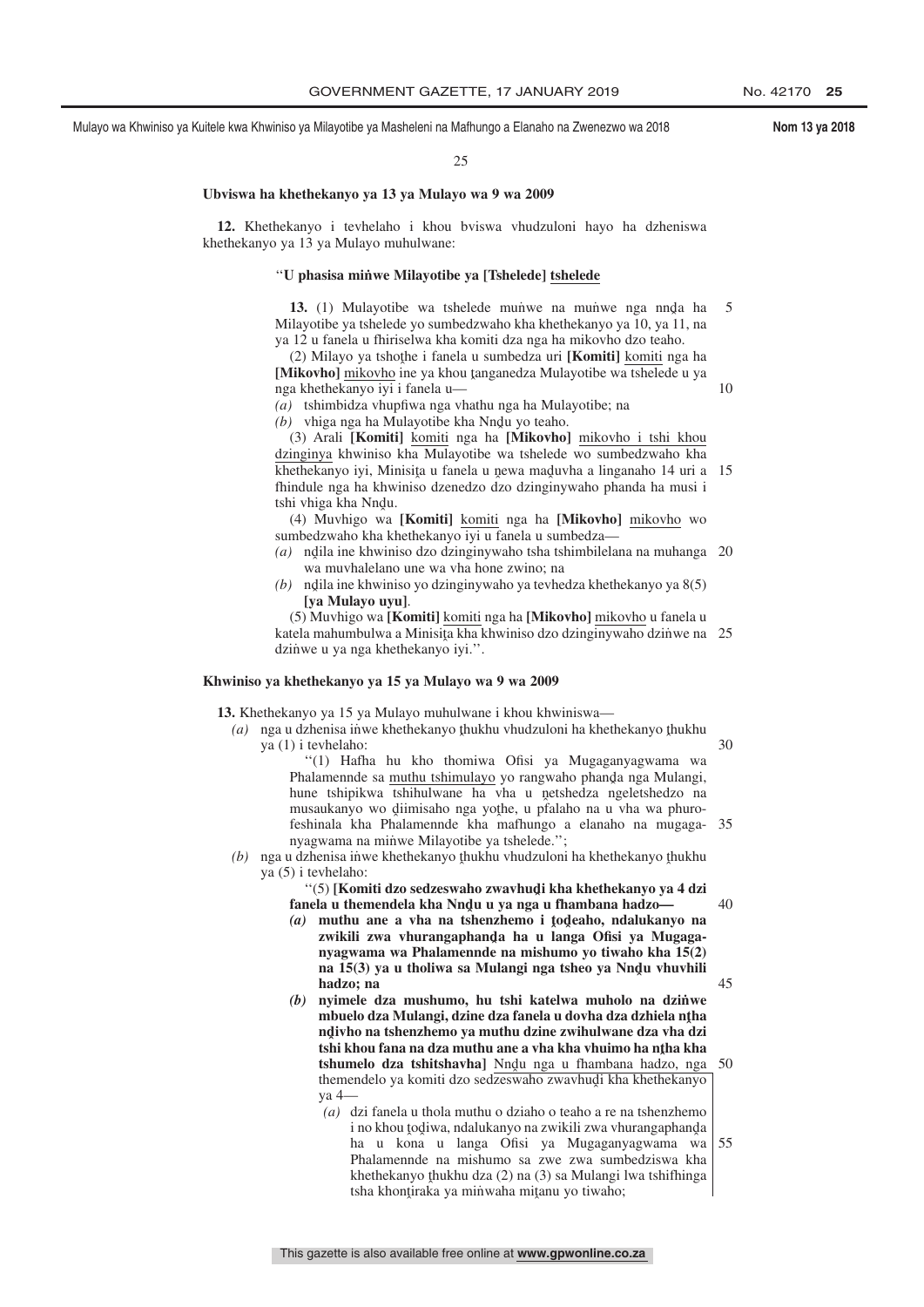### Ubviswa ha khethekanyo ya 13 ya Mulayo wa 9 wa 2009

**12.** Khethekanyo i tevhelaho i khou bviswa vhudzuloni hayo ha dzheniswa khethekanyo ya 13 ya Mulayo muhulwane:

‘‘**U phasisa miṅwe Milayotibe ya [Tshelede] tshelede**

**13.** (1) Mulayotibe wa tshelede muṅwe na muṅwe nga nnḓa ha Milayotibe ya tshelede yo sumbedzwaho kha khethekanyo ya 10, ya 11, na ya 12 u fanela u fhiriselwa kha komiti dza nga ha mikovho dzo teaho.

(2) Milayo ya tshoṱhe i fanela u sumbedza uri **[Komiti]** komiti nga ha **[Mikovho]** mikovho ine ya khou ṱanganedza Mulayotibe wa tshelede u ya nga khethekanyo iyi i fanela u—

*(a)* tshimbidza vhupfiwa nga vhathu nga ha Mulayotibe; na

*(b)* vhiga nga ha Mulayotibe kha Nnḓu yo teaho.

(3) Arali **[Komiti]** komiti nga ha **[Mikovho]** mikovho i tshi khou dzinginya khwiniso kha Mulayotibe wa tshelede wo sumbedzwaho kha khethekanyo iyi, Minisiṭa u fanela u ṋewa maḓuvha a linganaho 14 uri a fhindule nga ha khwiniso dzenedzo dzo dzinginywaho phanda ha musi i tshi vhiga kha Nnḓu.

(4) Muvhigo wa **[Komiti]** komiti nga ha **[Mikovho]** mikovho wo sumbedzwaho kha khethekanyo iyi u fanela u sumbedza—

*(a)* nḓila ine khwiniso dzo dzinginywaho tsha tshimbilelana na muhanga wa muvhalelano une wa vha hone zwino; na

*(b)* nḓila ine khwiniso yo dzinginywaho ya tevhedza khethekanyo ya 8(5) **[ya Mulayo uyu]**.

(5) Muvhigo wa **[Komiti]** komiti nga ha **[Mikovho]** mikovho u fanela u katela mahumbulwa a Minisiṭa kha khwiniso dzo dzinginywaho dziṅwe na dziṅwe u ya nga khethekanyo iyi.’’.

### Khwiniso ya khethekanyo ya 15 ya Mulayo wa 9 wa 2009

**13.** Khethekanyo ya 15 ya Mulayo muhulwane i khou khwiniswa—

*(a)* nga u dzhenisa iṅwe khethekanyo ṱhukhu vhudzuloni ha khethekanyo ṱhukhu ya (1) i tevhelaho:

‘‘(1) Hafha hu kho thomiwa Ofisi ya Mugaganyagwama wa Phalamennde sa muthu tshimulayo yo rangwaho phanḓa nga Mulangi, hune tshipikwa tshihulwane ha vha u ṋetshedza ngeletshedzo na musaukanyo wo ḓiimisaho nga yoṭhe, u pfalaho na u vha wa phurofeshinala kha Phalamennde kha mafhungo a elanaho na mugaganyagwama na miṅwe Milayotibe ya tshelede.’’;

*(b)* nga u dzhenisa iṅwe khethekanyo ṱhukhu vhudzuloni ha khethekanyo ṱhukhu ya (5) i tevhelaho:

‘‘(5) **[Komiti dzo sedzeswaho zwavhuḓi kha khethekanyo ya 4 dzi fanela u themendela kha Nnḓu u ya nga u fhambana hadzo—**

***(a)* muthu ane a vha na tshenzhemo i ṱoḓeaho, ndalukanyo na zwikili zwa vhurangaphanḓa ha u langa Ofisi ya Mugaganyagwama wa Phalamennde na mishumo yo tiwaho kha 15(2) na 15(3) ya u tholiwa sa Mulangi nga tsheo ya Nnḓu vhuvhili hadzo; na**

***(b)* nyimele dza mushumo, hu tshi katelwa muholo na dziṅwe mbuelo dza Mulangi, dzine dza fanela u dovha dza dzhiela nṱha nḓivho na tshenzhemo ya muthu dzine zwihulwane dza vha dzi tshi khou fana na dza muthu ane a vha kha vhuimo ha nṱha kha tshumelo dza tshitshavha]** Nnḓu nga u fhambana hadzo, nga themendelo ya komiti dzo sedzeswaho zwavhuḓi kha khethekanyo ya 4—

*(a)* dzi fanela u thola muthu o dziaho o teaho a re na tshenzhemo i no khou ṱoḓiwa, ndalukanyo na zwikili zwa vhurangaphanḓa ha u kona u langa Ofisi ya Mugaganyagwama wa Phalamennde na mishumo sa zwe zwa sumbedziswa kha khethekanyo ṱhukhu dza (2) na (3) sa Mulangi lwa tshifhinga tsha khonṭiraka ya miṅwaha miṭanu yo tiwaho;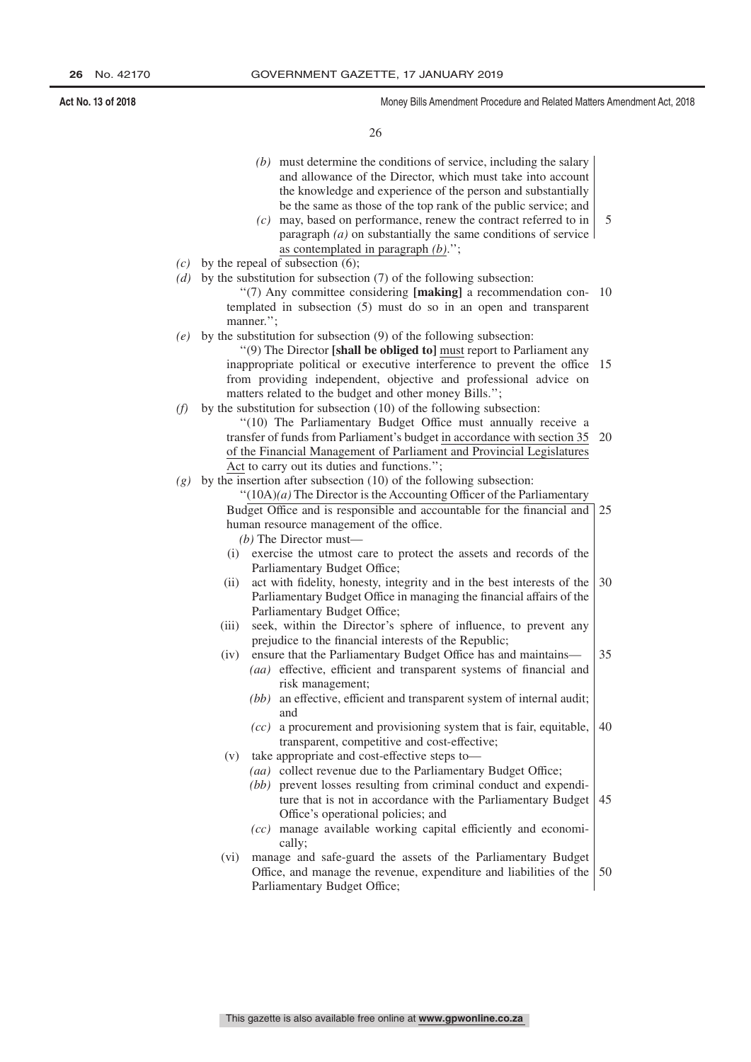*(b)* must determine the conditions of service, including the salary and allowance of the Director, which must take into account the knowledge and experience of the person and substantially be the same as those of the top rank of the public service; and

*(c)* may, based on performance, renew the contract referred to in paragraph *(a)* on substantially the same conditions of service as contemplated in paragraph *(b)*.'';

*(c)* by the repeal of subsection (6);

*(d)* by the substitution for subsection (7) of the following subsection:

''(7) Any committee considering **[making]** a recommendation contemplated in subsection (5) must do so in an open and transparent manner.'';

*(e)* by the substitution for subsection (9) of the following subsection:

''(9) The Director **[shall be obliged to]** must report to Parliament any inappropriate political or executive interference to prevent the office from providing independent, objective and professional advice on matters related to the budget and other money Bills.'';

*(f)* by the substitution for subsection (10) of the following subsection:

''(10) The Parliamentary Budget Office must annually receive a transfer of funds from Parliament's budget in accordance with section 35 of the Financial Management of Parliament and Provincial Legislatures Act to carry out its duties and functions.'';

*(g)* by the insertion after subsection (10) of the following subsection:

''(10A)*(a)* The Director is the Accounting Officer of the Parliamentary Budget Office and is responsible and accountable for the financial and human resource management of the office.

*(b)* The Director must—

(i) exercise the utmost care to protect the assets and records of the Parliamentary Budget Office;

(ii) act with fidelity, honesty, integrity and in the best interests of the Parliamentary Budget Office in managing the financial affairs of the Parliamentary Budget Office;

(iii) seek, within the Director's sphere of influence, to prevent any prejudice to the financial interests of the Republic;

(iv) ensure that the Parliamentary Budget Office has and maintains—

*(aa)* effective, efficient and transparent systems of financial and risk management;

*(bb)* an effective, efficient and transparent system of internal audit; and

*(cc)* a procurement and provisioning system that is fair, equitable, transparent, competitive and cost-effective;

(v) take appropriate and cost-effective steps to—

*(aa)* collect revenue due to the Parliamentary Budget Office;

*(bb)* prevent losses resulting from criminal conduct and expenditure that is not in accordance with the Parliamentary Budget Office's operational policies; and

*(cc)* manage available working capital efficiently and economically;

(vi) manage and safe-guard the assets of the Parliamentary Budget Office, and manage the revenue, expenditure and liabilities of the Parliamentary Budget Office;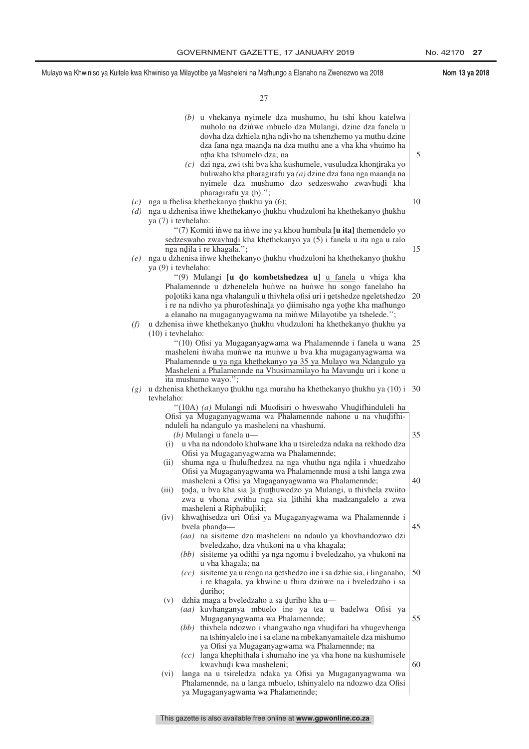(b) u vhekanya nyimele dza mushumo, hu tshi khou katelwa muholo na dziṅwe mbuelo dza Mulangi, dzine dza fanela u dovha dza dzhiela nṱha nḓivho na tshenzhemo ya muthu dzine dza fana nga maanḓa na dza muthu ane a vha kha vhuimo ha nṱha kha tshumelo dza; na

(c) dzi nga, zwi tshi bva kha kushumele, vusuludza khonṱiraka yo buliwaho kha pharagirafu ya (a) dzine dza fana nga maanḓa na nyimele dza mushumo dzo sedzeswaho zwavhuḓi kha <u>pharagirafu ya (b)</u>.'';

(c) nga u fhelisa khethekanyo ṱhukhu ya (6);

(d) nga u dzhenisa iṅwe khethekanyo ṱhukhu vhudzuloni ha khethekanyo ṱhukhu ya (7) i tevhelaho:

"(7) Komiti iṅwe na iṅwe ine ya khou humbula **[u ita]** themendelo yo <u>sedzeswaho zwavhuḓi</u> kha khethekanyo ya (5) i fanela u ita nga u ralo nga nḓila i re khagala.'';

(e) nga u dzhenisa iṅwe khethekanyo ṱhukhu vhudzuloni ha khethekanyo ṱhukhu ya (9) i tevhelaho:

"(9) Mulangi **[u ḓo kombetshedzea u]** <u>u fanela</u> u vhiga kha Phalamennde u dzhenelela huṅwe na huṅwe hu songo fanelaho ha poḽotiki kana nga vhalanguli u thivhela ofisi uri i ṇetshedze ngeletshedzo i re na ndivho ya phurofeshinaḽa yo ḓiimisaho nga yoṱhe kha mafhungo a elanaho na mugaganyagwama na miṅwe Milayotibe ya tshelede.'';

(f) u dzhenisa iṅwe khethekanyo ṱhukhu vhudzuloni ha khethekanyo ṱhukhu ya (10) i tevhelaho:

"(10) Ofisi ya Mugaganyagwama wa Phalamennde i fanela u wana masheleni ṅwaha muṅwe na muṅwe u bva kha mugaganyagwama wa Phalamennde <u>u ya nga khethekanyo ya 35 ya Mulayo wa Ndangulo ya Masheleni a Phalamennde na Vhusimamilayo ha Mavunḓu</u> uri i kone u ita mushumo wayo.'';

(g) u dzhenisa khethekanyo ṱhukhu nga murahu ha khethekanyo ṱhukhu ya (10) i tevhelaho:

"<u>(10A) (a) Mulangi ndi Muofisiri o hweswaho Vhuḓifhinduleli ha Ofisi ya Mugaganyagwama wa Phalamennde nahone u na vhuḓifhinduleli ha ndangulo ya masheleni na vhashumi.</u>

<u>(b) Mulangi u fanela u—</u>

<u>(i) u vha na ndondolo khulwane kha u tsireledza ndaka na rekhodo dza Ofisi ya Mugaganyagwama wa Phalamennde;</u>

<u>(ii) shuma nga u fhulufhedzea na nga vhuthu nga nḓila i vhuedzaho Ofisi ya Mugaganyagwama wa Phalamennde musi a tshi langa zwa masheleni a Ofisi ya Mugaganyagwama wa Phalamennde;</u>

<u>(iii) ṱoḓa, u bva kha sia ḽa ṱhuṱhuwedzo ya Mulangi, u thivhela zwiito zwa u vhona zwithu nga sia ḽithihi kha madzangalelo a zwa masheleni a Riphabuḽiki;</u>

<u>(iv) khwaṱhisedza uri Ofisi ya Mugaganyagwama wa Phalamennde i bvela phanḓa—</u>

<u>(aa) na sisiteme dza masheleni na ndaulo ya khovhandozwo dzi bveledzaho, dza vhukoni na u vha khagala;</u>

<u>(bb) sisiteme ya odithi ya nga ngomu i bveledzaho, ya vhukoni na u vha khagala; na</u>

<u>(cc) sisiteme ya u renga na ṇetshedzo ine i sa dzhie sia, i linganaho, i re khagala, ya khwine u fhira dziṅwe na i bveledzaho i sa ḓuriho;</u>

<u>(v) dzhia maga a bveledzaho a sa ḓuriho kha u—</u>

<u>(aa) kuvhanganya mbuelo ine ya tea u badelwa Ofisi ya Mugaganyagwama wa Phalamennde;</u>

<u>(bb) thivhela ndozwo i vhangwaho nga vhuḓifari ha vhugevhenga na tshinyalelo ine i sa elane na mbekanyamaitele dza mishumo ya Ofisi ya Mugaganyagwama wa Phalamennde; na</u>

<u>(cc) langa khephithala i shumaho ine ya vha hone na kushumisele kwavhuḓi kwa masheleni;</u>

<u>(vi) langa na u tsireledza ndaka ya Ofisi ya Mugaganyagwama wa Phalamennde, na u langa mbuelo, tshinyalelo na ndozwo dza Ofisi ya Mugaganyagwama wa Phalamennde;</u>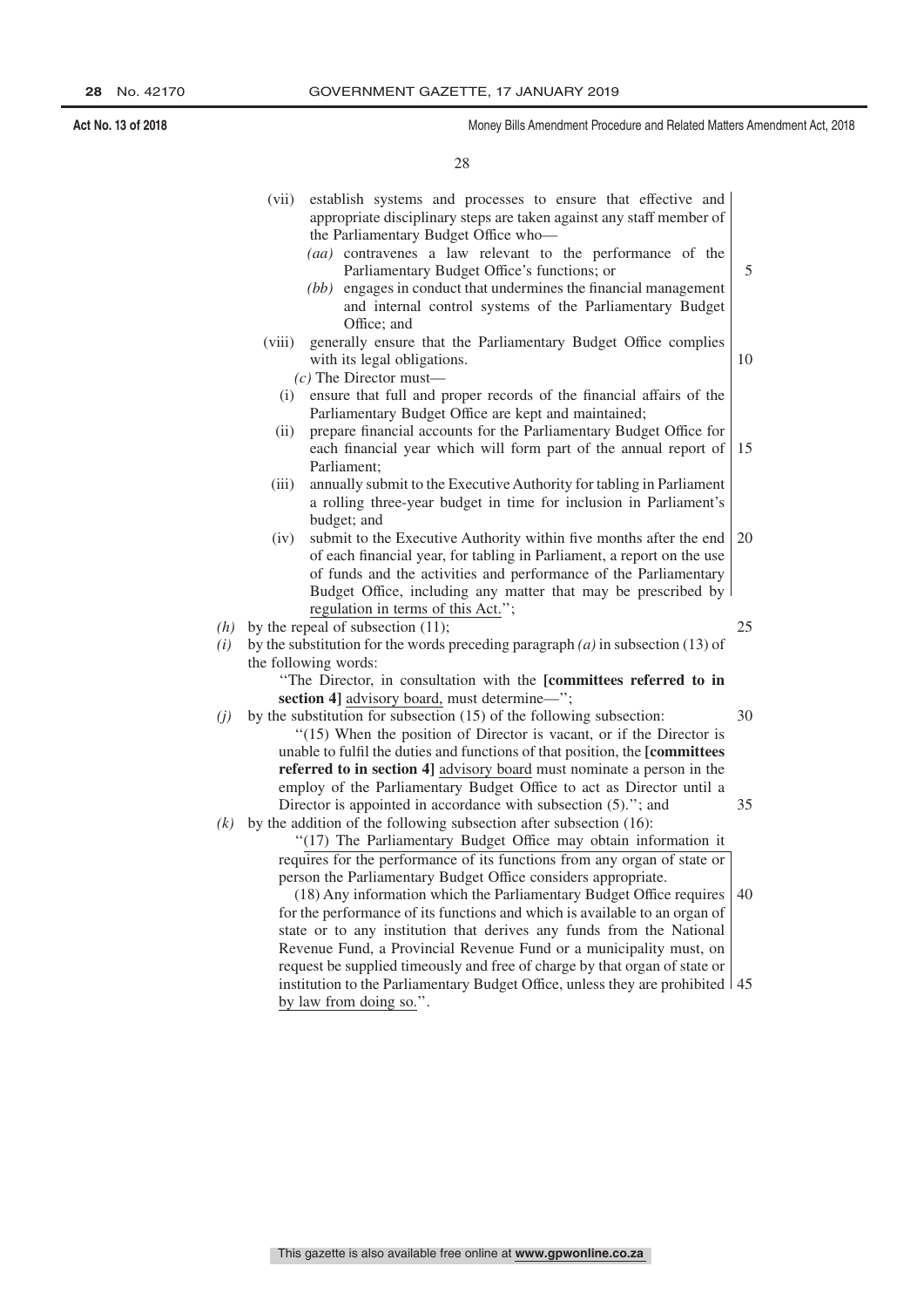(vii) establish systems and processes to ensure that effective and appropriate disciplinary steps are taken against any staff member of the Parliamentary Budget Office who—

*(aa)* contravenes a law relevant to the performance of the Parliamentary Budget Office's functions; or

*(bb)* engages in conduct that undermines the financial management and internal control systems of the Parliamentary Budget Office; and

(viii) generally ensure that the Parliamentary Budget Office complies with its legal obligations.

*(c)* The Director must—

(i) ensure that full and proper records of the financial affairs of the Parliamentary Budget Office are kept and maintained;

(ii) prepare financial accounts for the Parliamentary Budget Office for each financial year which will form part of the annual report of Parliament;

(iii) annually submit to the Executive Authority for tabling in Parliament a rolling three-year budget in time for inclusion in Parliament's budget; and

(iv) submit to the Executive Authority within five months after the end of each financial year, for tabling in Parliament, a report on the use of funds and the activities and performance of the Parliamentary Budget Office, including any matter that may be prescribed by regulation in terms of this Act.'';

*(h)* by the repeal of subsection (11);

*(i)* by the substitution for the words preceding paragraph *(a)* in subsection (13) of the following words:

''The Director, in consultation with the **[committees referred to in section 4]** advisory board, must determine—'';

*(j)* by the substitution for subsection (15) of the following subsection:

''(15) When the position of Director is vacant, or if the Director is unable to fulfil the duties and functions of that position, the **[committees referred to in section 4]** advisory board must nominate a person in the employ of the Parliamentary Budget Office to act as Director until a Director is appointed in accordance with subsection (5).''; and

*(k)* by the addition of the following subsection after subsection (16):

''(17) The Parliamentary Budget Office may obtain information it requires for the performance of its functions from any organ of state or person the Parliamentary Budget Office considers appropriate.

(18) Any information which the Parliamentary Budget Office requires for the performance of its functions and which is available to an organ of state or to any institution that derives any funds from the National Revenue Fund, a Provincial Revenue Fund or a municipality must, on request be supplied timeously and free of charge by that organ of state or institution to the Parliamentary Budget Office, unless they are prohibited by law from doing so.''.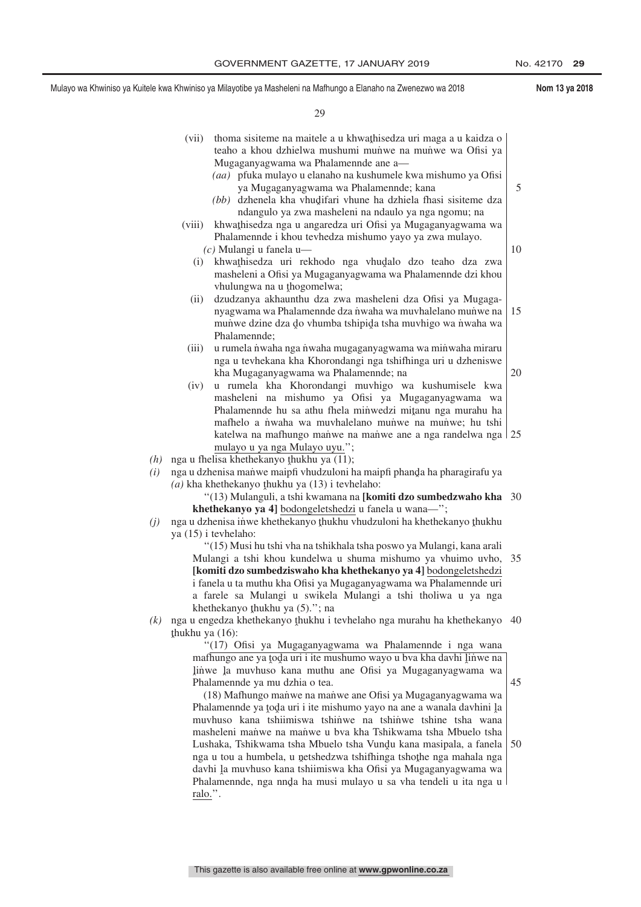(vii) thoma sisiteme na maitele a u khwaṱhisedza uri maga a u kaidza o teaho a khou dzhielwa mushumi muṅwe na muṅwe wa Ofisi ya Mugaganyagwama wa Phalamennde ane a—

*(aa)* pfuka mulayo u elanaho na kushumele kwa mishumo ya Ofisi ya Mugaganyagwama wa Phalamennde; kana

*(bb)* dzhenela kha vhuḓifari vhune ha dzhiela fhasi sisiteme dza ndangulo ya zwa masheleni na ndaulo ya nga ngomu; na

(viii) khwaṱhisedza nga u angaredza uri Ofisi ya Mugaganyagwama wa Phalamennde i khou tevhedza mishumo yayo ya zwa mulayo.

*(c)* Mulangi u fanela u—

(i) khwaṱhisedza uri rekhodo nga vhuḓalo dzo teaho dza zwa masheleni a Ofisi ya Mugaganyagwama wa Phalamennde dzi khou vhulungwa na u ṱhogomelwa;

(ii) dzudzanya akhaunthu dza zwa masheleni dza Ofisi ya Mugaganyagwama wa Phalamennde dza ṅwaha wa muvhalelano muṅwe na muṅwe dzine dza ḓo vhumba tshipiḓa tsha muvhigo wa ṅwaha wa Phalamennde;

(iii) u rumela ṅwaha nga ṅwaha mugaganyagwama wa miṅwaha miraru nga u tevhekana kha Khorondangi nga tshifhinga uri u dzheniswe kha Mugaganyagwama wa Phalamennde; na

(iv) u rumela kha Khorondangi muvhigo wa kushumisele kwa masheleni na mishumo ya Ofisi ya Mugaganyagwama wa Phalamennde hu sa athu fhela miṅwedzi miṱanu nga murahu ha mafhelo a ṅwaha wa muvhalelano muṅwe na muṅwe; hu tshi katelwa na mafhungo maṅwe na maṅwe ane a nga randelwa nga mulayo u ya nga Mulayo uyu.'';

*(h)* nga u fhelisa khethekanyo ṱhukhu ya (11);

*(i)* nga u dzhenisa maṅwe maipfi vhudzuloni ha maipfi phanḓa ha pharagirafu ya *(a)* kha khethekanyo ṱhukhu ya (13) i tevhelaho:

''(13) Mulanguli, a tshi kwamana na **[komiti dzo sumbedzwaho kha khethekanyo ya 4]** bodongeletshedzi u fanela u wana—'';

*(j)* nga u dzhenisa iṅwe khethekanyo ṱhukhu vhudzuloni ha khethekanyo ṱhukhu ya (15) i tevhelaho:

''(15) Musi hu tshi vha na tshikhala tsha poswo ya Mulangi, kana arali Mulangi a tshi khou kundelwa u shuma mishumo ya vhuimo uvho, **[komiti dzo sumbedziswaho kha khethekanyo ya 4]** bodongeletshedzi i fanela u ta muthu kha Ofisi ya Mugaganyagwama wa Phalamennde uri a farele sa Mulangi u swikela Mulangi a tshi tholiwa u ya nga khethekanyo ṱhukhu ya (5).''; na

*(k)* nga u engedza khethekanyo ṱhukhu i tevhelaho nga murahu ha khethekanyo ṱhukhu ya (16):

''(17) Ofisi ya Mugaganyagwama wa Phalamennde i nga wana mafhungo ane ya ṱoḓa uri i ite mushumo wayo u bva kha davhi ḽiṅwe na ḽiṅwe ḽa muvhuso kana muthu ane Ofisi ya Mugaganyagwama wa Phalamennde ya mu dzhia o tea.

(18) Mafhungo maṅwe na maṅwe ane Ofisi ya Mugaganyagwama wa Phalamennde ya ṱoḓa uri i ite mishumo yayo na ane a wanala davhini ḽa muvhuso kana tshiimiswa tshiṅwe na tshiṅwe tshine tsha wana masheleni maṅwe na maṅwe u bva kha Tshikwama tsha Mbuelo tsha Lushaka, Tshikwama tsha Mbuelo tsha Vunḓu kana masipala, a fanela nga u tou a humbela, u ṋetshedzwa tshifhinga tshoṱhe nga mahala nga davhi ḽa muvhuso kana tshiimiswa kha Ofisi ya Mugaganyagwama wa Phalamennde, nga nnḓa ha musi mulayo u sa vha tendeli u ita nga u ralo.''.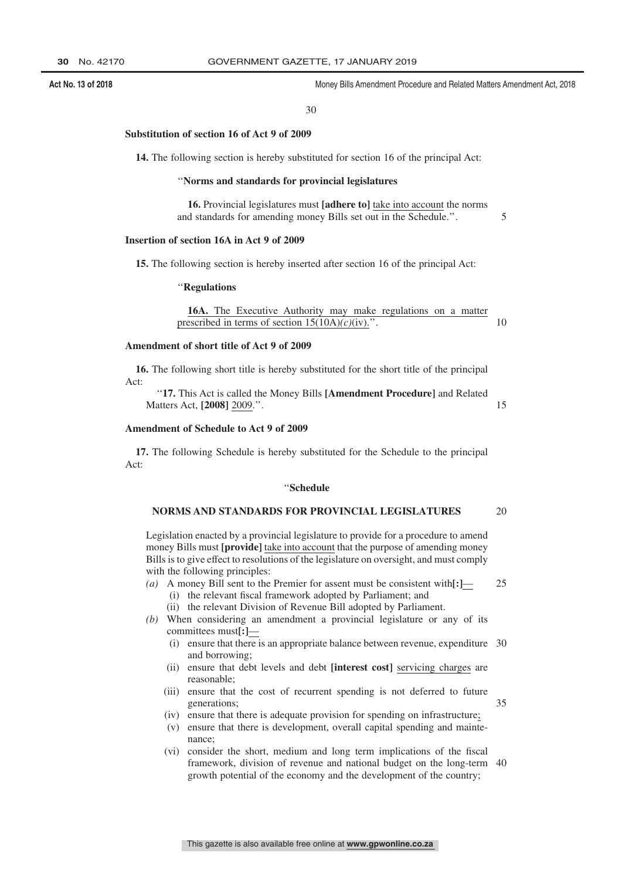**Substitution of section 16 of Act 9 of 2009**

**14.** The following section is hereby substituted for section 16 of the principal Act:

''**Norms and standards for provincial legislatures**

**16.** Provincial legislatures must **[adhere to]** take into account the norms and standards for amending money Bills set out in the Schedule.''.

**Insertion of section 16A in Act 9 of 2009**

**15.** The following section is hereby inserted after section 16 of the principal Act:

''**Regulations**

**16A.** The Executive Authority may make regulations on a matter prescribed in terms of section 15(10A)*(c)*(iv).''.

**Amendment of short title of Act 9 of 2009**

**16.** The following short title is hereby substituted for the short title of the principal Act:

''**17.** This Act is called the Money Bills **[Amendment Procedure]** and Related Matters Act, **[2008]** 2009.''.

**Amendment of Schedule to Act 9 of 2009**

**17.** The following Schedule is hereby substituted for the Schedule to the principal Act:

''**Schedule**

**NORMS AND STANDARDS FOR PROVINCIAL LEGISLATURES**

Legislation enacted by a provincial legislature to provide for a procedure to amend money Bills must **[provide]** take into account that the purpose of amending money Bills is to give effect to resolutions of the legislature on oversight, and must comply with the following principles:

*(a)* A money Bill sent to the Premier for assent must be consistent with**[:]**—
   (i) the relevant fiscal framework adopted by Parliament; and
   (ii) the relevant Division of Revenue Bill adopted by Parliament.

*(b)* When considering an amendment a provincial legislature or any of its committees must**[:]**—
   (i) ensure that there is an appropriate balance between revenue, expenditure and borrowing;
   (ii) ensure that debt levels and debt **[interest cost]** servicing charges are reasonable;
   (iii) ensure that the cost of recurrent spending is not deferred to future generations;
   (iv) ensure that there is adequate provision for spending on infrastructure;
   (v) ensure that there is development, overall capital spending and maintenance;
   (vi) consider the short, medium and long term implications of the fiscal framework, division of revenue and national budget on the long-term growth potential of the economy and the development of the country;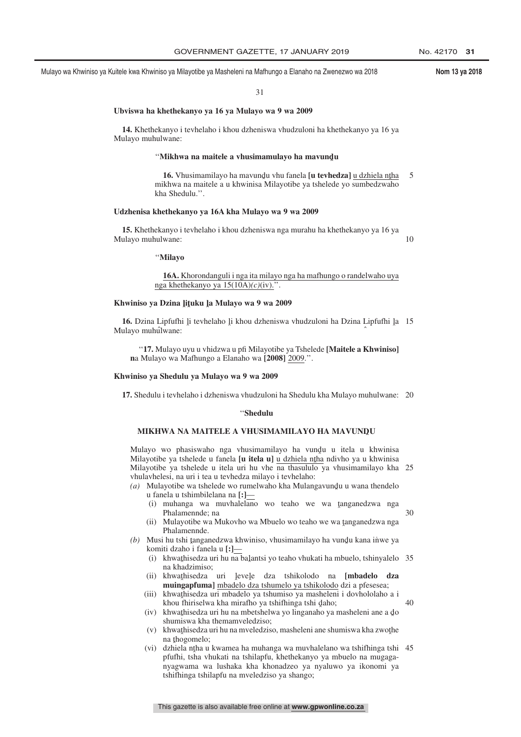31

**Ubviswa ha khethekanyo ya 16 ya Mulayo wa 9 wa 2009**

**14.** Khethekanyo i tevhelaho i khou dzheniswa vhudzuloni ha khethekanyo ya 16 ya Mulayo muhulwane:

"**Mikhwa na maitele a vhusimamulayo ha mavunḓu**

**16.** Vhusimamilayo ha mavunḓu vhu fanela **[u tevhedza]** u dzhiela nṱha mikhwa na maitele a u khwinisa Milayotibe ya tshelede yo sumbedzwaho kha Shedulu.".

**Udzhenisa khethekanyo ya 16A kha Mulayo wa 9 wa 2009**

**15.** Khethekanyo i tevhelaho i khou dzheniswa nga murahu ha khethekanyo ya 16 ya Mulayo muhulwane:

"**Milayo**

**16A.** Khorondanguli i nga ita milayo nga ha mafhungo o randelwaho uya nga khethekanyo ya 15(10A)*(c)*(iv).".

**Khwiniso ya Dzina ḽiṱuku ḽa Mulayo wa 9 wa 2009**

**16.** Dzina Lipfufhi ḽi tevhelaho ḽi khou dzheniswa vhudzuloni ha Dzina Lipfufhi ḽa Mulayo muhulwane:

"**17.** Mulayo uyu u vhidzwa u pfi Milayotibe ya Tshelede **[Maitele a Khwiniso]** **n**a Mulayo wa Mafhungo a Elanaho wa **[2008]** 2009.".

**Khwiniso ya Shedulu ya Mulayo wa 9 wa 2009**

**17.** Shedulu i tevhelaho i dzheniswa vhudzuloni ha Shedulu kha Mulayo muhulwane:

"**Shedulu**

**MIKHWA NA MAITELE A VHUSIMAMILAYO HA MAVUNḒU**

Mulayo wo phasiswaho nga vhusimamilayo ha vunḓu u itela u khwinisa Milayotibe ya tshelede u fanela **[u itela u]** u dzhiela nṱha ndivho ya u khwinisa Milayotibe ya tshelede u itela uri hu vhe na thasululo ya vhusimamilayo kha vhulavhelesi, na uri i tea u tevhedza milayo i tevhelaho:

*(a)* Mulayotibe wa tshelede wo rumelwaho kha Mulangavunḓu u wana thendelo u fanela u tshimbilelana na **[:]**—
  (i) muhanga wa muvhalelano wo teaho we wa ṱanganedzwa nga Phalamennde; na
  (ii) Mulayotibe wa Mukovho wa Mbuelo wo teaho we wa ṱanganedzwa nga Phalamennde.

*(b)* Musi hu tshi ṱanganedzwa khwiniso, vhusimamilayo ha vunḓu kana iṅwe ya komiti dzaho i fanela u **[:]**—
  (i) khwaṱhisedza uri hu na baḽantsi yo teaho vhukati ha mbuelo, tshinyalelo na khadzimiso;
  (ii) khwaṱhisedza uri ḽeveḽe dza tshikolodo na **[mbadelo dza muingapfuma]** mbadelo dza tshumelo ya tshikolodo dzi a pfesesea;
  (iii) khwaṱhisedza uri mbadelo ya tshumiso ya masheleni i dovhololaho a i khou fhiriselwa kha mirafho ya tshifhinga tshi ḓaho;
  (iv) khwaṱhisedza uri hu na mbetshelwa yo linganaho ya masheleni ane a ḓo shumiswa kha themamveledziso;
  (v) khwaṱhisedza uri hu na mveledziso, masheleni ane shumiswa kha zwoṱhe na ṱhogomelo;
  (vi) dzhiela nṱha u kwamea ha muhanga wa muvhalelano wa tshifhinga tshi pfufhi, tsha vhukati na tshilapfu, khethekanyo ya mbuelo na mugaganyagwama wa lushaka kha khonadzeo ya nyaluwo ya ikonomi ya tshifhinga tshilapfu na mveledziso ya shango;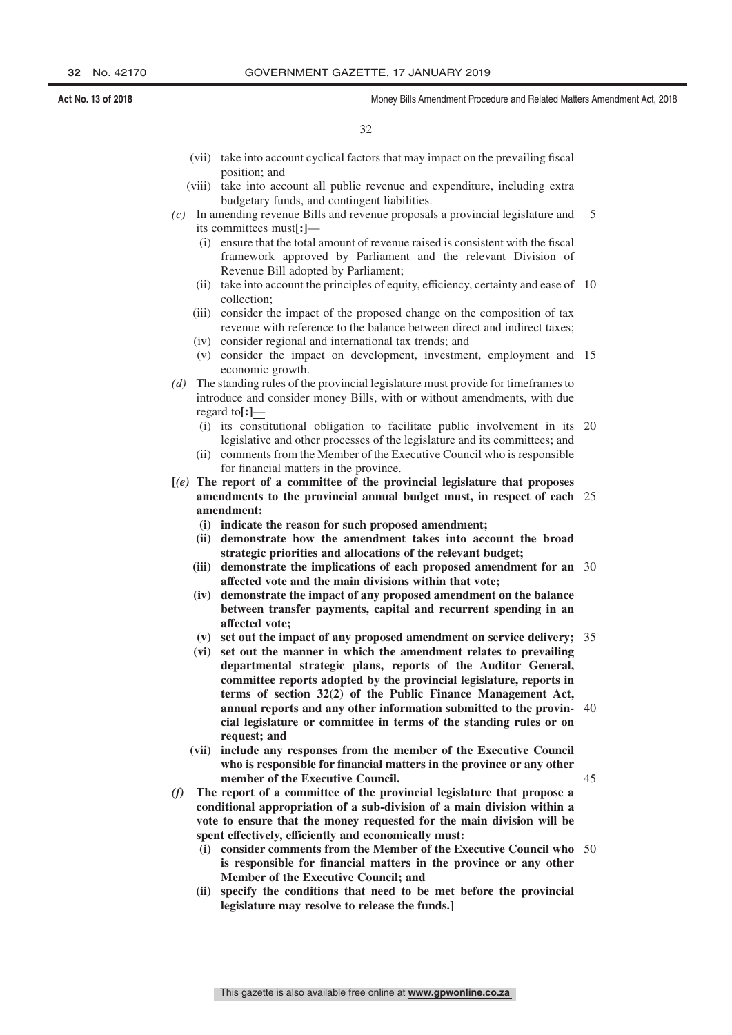(vii) take into account cyclical factors that may impact on the prevailing fiscal position; and

(viii) take into account all public revenue and expenditure, including extra budgetary funds, and contingent liabilities.

*(c)* In amending revenue Bills and revenue proposals a provincial legislature and its committees must**[:]**—

(i) ensure that the total amount of revenue raised is consistent with the fiscal framework approved by Parliament and the relevant Division of Revenue Bill adopted by Parliament;

(ii) take into account the principles of equity, efficiency, certainty and ease of collection;

(iii) consider the impact of the proposed change on the composition of tax revenue with reference to the balance between direct and indirect taxes;

(iv) consider regional and international tax trends; and

(v) consider the impact on development, investment, employment and economic growth.

*(d)* The standing rules of the provincial legislature must provide for timeframes to introduce and consider money Bills, with or without amendments, with due regard to**[:]**—

(i) its constitutional obligation to facilitate public involvement in its legislative and other processes of the legislature and its committees; and

(ii) comments from the Member of the Executive Council who is responsible for financial matters in the province.

**[*(e)* The report of a committee of the provincial legislature that proposes amendments to the provincial annual budget must, in respect of each amendment:**

**(i) indicate the reason for such proposed amendment;**

**(ii) demonstrate how the amendment takes into account the broad strategic priorities and allocations of the relevant budget;**

**(iii) demonstrate the implications of each proposed amendment for an affected vote and the main divisions within that vote;**

**(iv) demonstrate the impact of any proposed amendment on the balance between transfer payments, capital and recurrent spending in an affected vote;**

**(v) set out the impact of any proposed amendment on service delivery;**

**(vi) set out the manner in which the amendment relates to prevailing departmental strategic plans, reports of the Auditor General, committee reports adopted by the provincial legislature, reports in terms of section 32(2) of the Public Finance Management Act, annual reports and any other information submitted to the provincial legislature or committee in terms of the standing rules or on request; and**

**(vii) include any responses from the member of the Executive Council who is responsible for financial matters in the province or any other member of the Executive Council.**

***(f)* The report of a committee of the provincial legislature that propose a conditional appropriation of a sub-division of a main division within a vote to ensure that the money requested for the main division will be spent effectively, efficiently and economically must:**

**(i) consider comments from the Member of the Executive Council who is responsible for financial matters in the province or any other Member of the Executive Council; and**

**(ii) specify the conditions that need to be met before the provincial legislature may resolve to release the funds.]**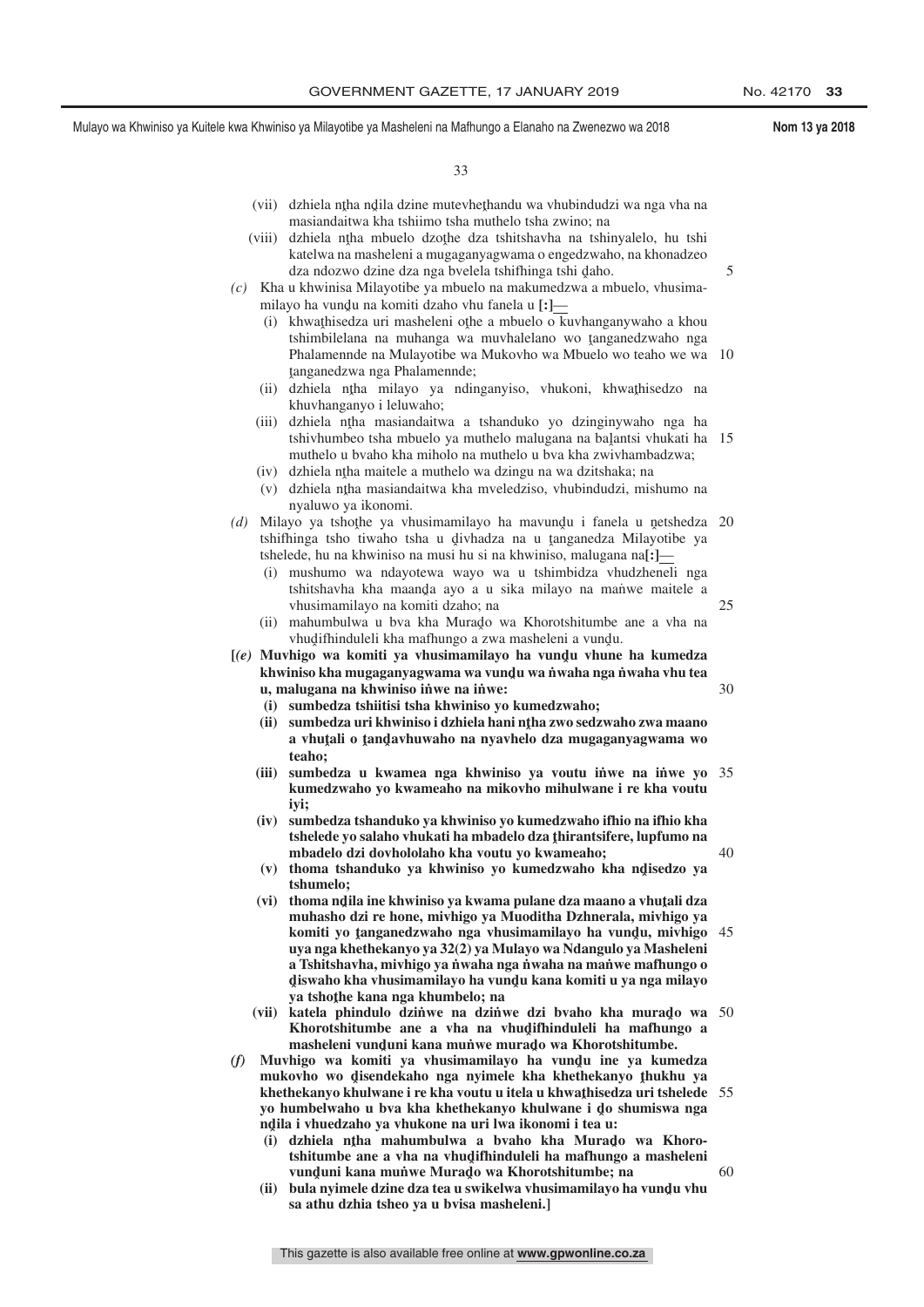(vii) dzhiela nṱha nḓila dzine mutevheṱhandu wa vhubindudzi wa nga vha na masiandaitwa kha tshiimo tsha muthelo tsha zwino; na

(viii) dzhiela nṱha mbuelo dzoṱhe dza tshitshavha na tshinyalelo, hu tshi katelwa na masheleni a mugaganyagwama o engedzwaho, na khonadzeo dza ndozwo dzine dza nga bvelela tshifhinga tshi ḓaho.

*(c)* Kha u khwinisa Milayotibe ya mbuelo na makumedzwa a mbuelo, vhusimamilayo ha vunḓu na komiti dzaho vhu fanela u **[:]**—

(i) khwaṱhisedza uri masheleni oṱhe a mbuelo o kuvhanganywaho a khou tshimbilelana na muhanga wa muvhalelano wo ṱanganedzwaho nga Phalamennde na Mulayotibe wa Mukovho wa Mbuelo wo teaho we wa ṱanganedzwa nga Phalamennde;

(ii) dzhiela nṱha milayo ya ndinganyiso, vhukoni, khwaṱhisedzo na khuvhanganyo i leluwaho;

(iii) dzhiela nṱha masiandaitwa a tshanduko yo dzinginywaho nga ha tshivhumbeo tsha mbuelo ya muthelo malugana na baḽantsi vhukati ha muthelo u bvaho kha miholo na muthelo u bva kha zwivhambadzwa;

(iv) dzhiela nṱha maitele a muthelo wa dzingu na wa dzitshaka; na

(v) dzhiela nṱha masiandaitwa kha mveledziso, vhubindudzi, mishumo na nyaluwo ya ikonomi.

*(d)* Milayo ya tshoṱhe ya vhusimamilayo ha mavunḓu i fanela u ṋetshedza tshifhinga tsho tiwaho tsha u ḓivhadza na u ṱanganedza Milayotibe ya tshelede, hu na khwiniso na musi hu si na khwiniso, malugana na**[:]**—

(i) mushumo wa ndayotewa wayo wa u tshimbidza vhudzheneli nga tshitshavha kha maanḓa ayo a u sika milayo na maṅwe maitele a vhusimamilayo na komiti dzaho; na

(ii) mahumbulwa u bva kha Muraḓo wa Khorotshitumbe ane a vha na vhuḓifhinduleli kha mafhungo a zwa masheleni a vunḓu.

**[*(e)* Muvhigo wa komiti ya vhusimamilayo ha vunḓu vhune ha kumedza khwiniso kha mugaganyagwama wa vunḓu wa ṅwaha nga ṅwaha vhu tea u, malugana na khwiniso iṅwe na iṅwe:**

**(i) sumbedza tshiitisi tsha khwiniso yo kumedzwaho;**

**(ii) sumbedza uri khwiniso i dzhiela hani nṱha zwo sedzwaho zwa maano a vhuṱali o ṱanḓavhuwaho na nyavhelo dza mugaganyagwama wo teaho;**

**(iii) sumbedza u kwamea nga khwiniso ya voutu iṅwe na iṅwe yo kumedzwaho yo kwameaho na mikovho mihulwane i re kha voutu iyi;**

**(iv) sumbedza tshanduko ya khwiniso yo kumedzwaho ifhio na ifhio kha tshelede yo salaho vhukati ha mbadelo dza ṱhirantsifere, lupfumo na mbadelo dzi dovhololaho kha voutu yo kwameaho;**

**(v) thoma tshanduko ya khwiniso yo kumedzwaho kha nḓisedzo ya tshumelo;**

**(vi) thoma nḓila ine khwiniso ya kwama pulane dza maano a vhuṱali dza muhasho dzi re hone, mivhigo ya Muoditha Dzhnerala, mivhigo ya komiti yo ṱanganedzwaho nga vhusimamilayo ha vunḓu, mivhigo uya nga khethekanyo ya 32(2) ya Mulayo wa Ndangulo ya Masheleni a Tshitshavha, mivhigo ya ṅwaha nga ṅwaha na maṅwe mafhungo o ḓiswaho kha vhusimamilayo ha vunḓu kana komiti u ya nga milayo ya tshoṱhe kana nga khumbelo; na**

**(vii) katela phindulo dziṅwe na dziṅwe dzi bvaho kha muraḓo wa Khorotshitumbe ane a vha na vhuḓifhinduleli ha mafhungo a masheleni vunḓuni kana muṅwe muraḓo wa Khorotshitumbe.**

**(f) Muvhigo wa komiti ya vhusimamilayo ha vunḓu ine ya kumedza mukovho wo ḓisendekaho nga nyimele kha khethekanyo ṱhukhu ya khethekanyo khulwane i re kha voutu u itela u khwaṱhisedza uri tshelede yo humbelwaho u bva kha khethekanyo khulwane i ḓo shumiswa nga nḓila i vhuedzaho ya vhukone na uri lwa ikonomi i tea u:**

**(i) dzhiela nṱha mahumbulwa a bvaho kha Muraḓo wa Khorotshitumbe ane a vha na vhuḓifhinduleli ha mafhungo a masheleni vunḓuni kana muṅwe Muraḓo wa Khorotshitumbe; na**

**(ii) bula nyimele dzine dza tea u swikelwa vhusimamilayo ha vunḓu vhu sa athu dzhia tsheo ya u bvisa masheleni.]**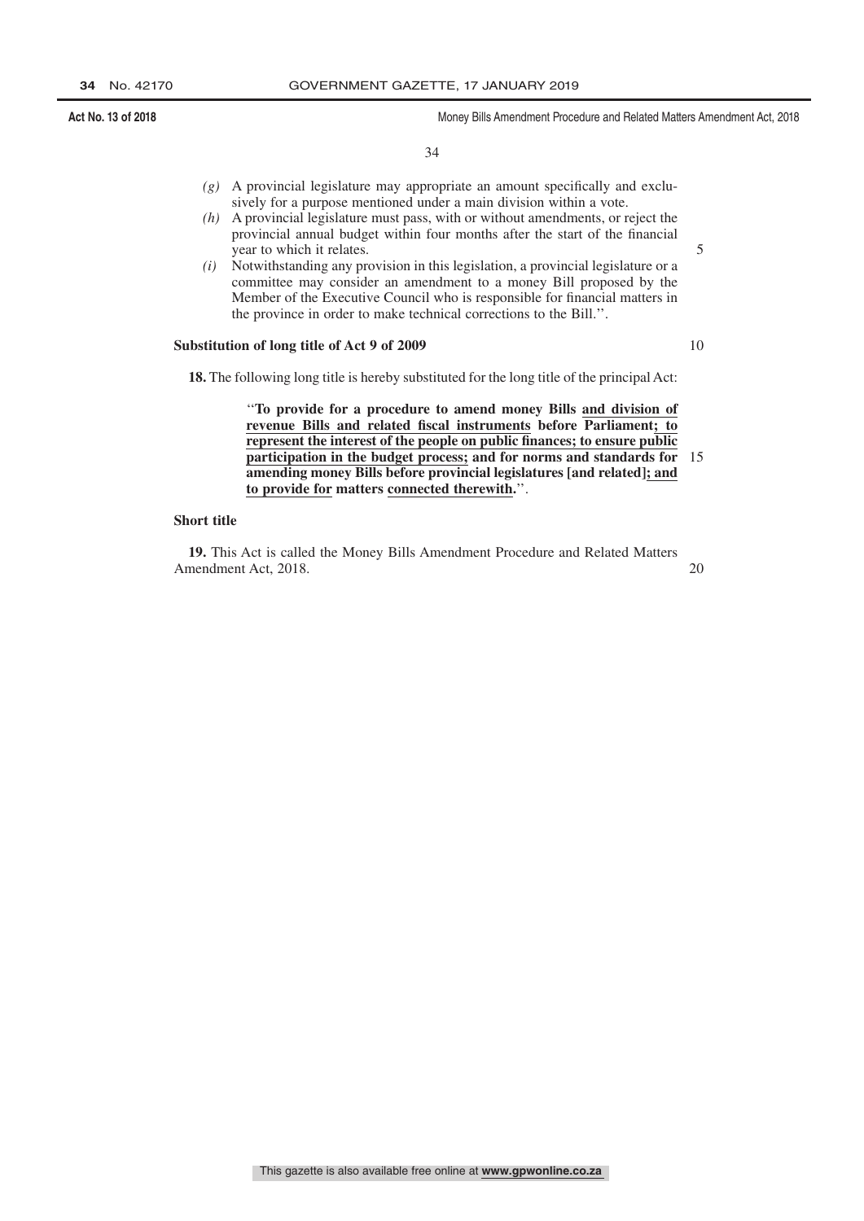*(g)* A provincial legislature may appropriate an amount specifically and exclusively for a purpose mentioned under a main division within a vote.

*(h)* A provincial legislature must pass, with or without amendments, or reject the provincial annual budget within four months after the start of the financial year to which it relates.

*(i)* Notwithstanding any provision in this legislation, a provincial legislature or a committee may consider an amendment to a money Bill proposed by the Member of the Executive Council who is responsible for financial matters in the province in order to make technical corrections to the Bill.''.

**Substitution of long title of Act 9 of 2009**

**18.** The following long title is hereby substituted for the long title of the principal Act:

> ''**To provide for a procedure to amend money Bills <u>and division of revenue Bills and related fiscal instruments</u> before Parliament<u>; to represent the interest of the people on public finances; to ensure public participation in the budget process;</u> and for norms and standards for amending money Bills before provincial legislatures [and related]<u>; and to provide for</u> matters <u>connected therewith</u>.**''.

**Short title**

**19.** This Act is called the Money Bills Amendment Procedure and Related Matters Amendment Act, 2018.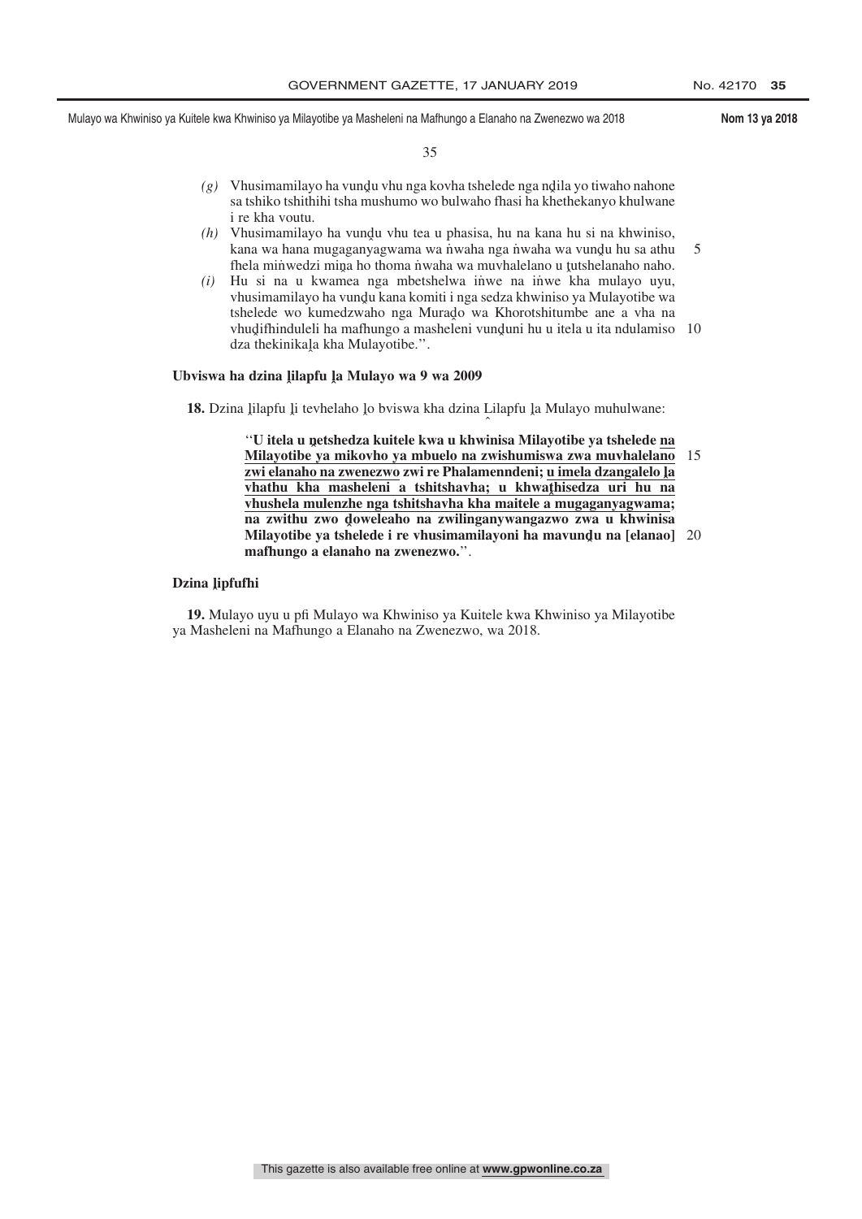*(g)* Vhusimamilayo ha vunḓu vhu nga kovha tshelede nga nḓila yo tiwaho nahone sa tshiko tshithihi tsha mushumo wo bulwaho fhasi ha khethekanyo khulwane i re kha voutu.

*(h)* Vhusimamilayo ha vunḓu vhu tea u phasisa, hu na kana hu si na khwiniso, kana wa hana mugaganyagwama wa ṅwaha nga ṅwaha wa vunḓu hu sa athu fhela miṅwedzi miṋa ho thoma ṅwaha wa muvhalelano u ṱutshelanaho naho.

*(i)* Hu si na u kwamea nga mbetshelwa iṅwe na iṅwe kha mulayo uyu, vhusimamilayo ha vunḓu kana komiti i nga sedza khwiniso ya Mulayotibe wa tshelede wo kumedzwaho nga Muraḓo wa Khorotshitumbe ane a vha na vhuḓifhinduleli ha mafhungo a masheleni vunḓuni hu u itela u ita ndulamiso dza thekinikaḽa kha Mulayotibe.''.

**Ubviswa ha dzina ḽilapfu ḽa Mulayo wa 9 wa 2009**

**18.** Dzina ḽilapfu ḽi tevhelaho ḽo bviswa kha dzina Ḽilapfu ḽa Mulayo muhulwane:

> ''**U itela u ṋetshedza kuitele kwa u khwinisa Milayotibe ya tshelede na Milayotibe ya mikovho ya mbuelo na zwishumiswa zwa muvhalelano zwi elanaho na zwenezwo zwi re Phalamenndeni; u imela dzangalelo ḽa vhathu kha masheleni a tshitshavha; u khwaṱhisedza uri hu na vhushela mulenzhe nga tshitshavha kha maitele a mugaganyagwama; na zwithu zwo ḓoweleaho na zwilinganywangazwo zwa u khwinisa Milayotibe ya tshelede i re vhusimamilayoni ha mavunḓu na [elanao] mafhungo a elanaho na zwenezwo.**''.

**Dzina ḽipfufhi**

**19.** Mulayo uyu u pfi Mulayo wa Khwiniso ya Kuitele kwa Khwiniso ya Milayotibe ya Masheleni na Mafhungo a Elanaho na Zwenezwo, wa 2018.